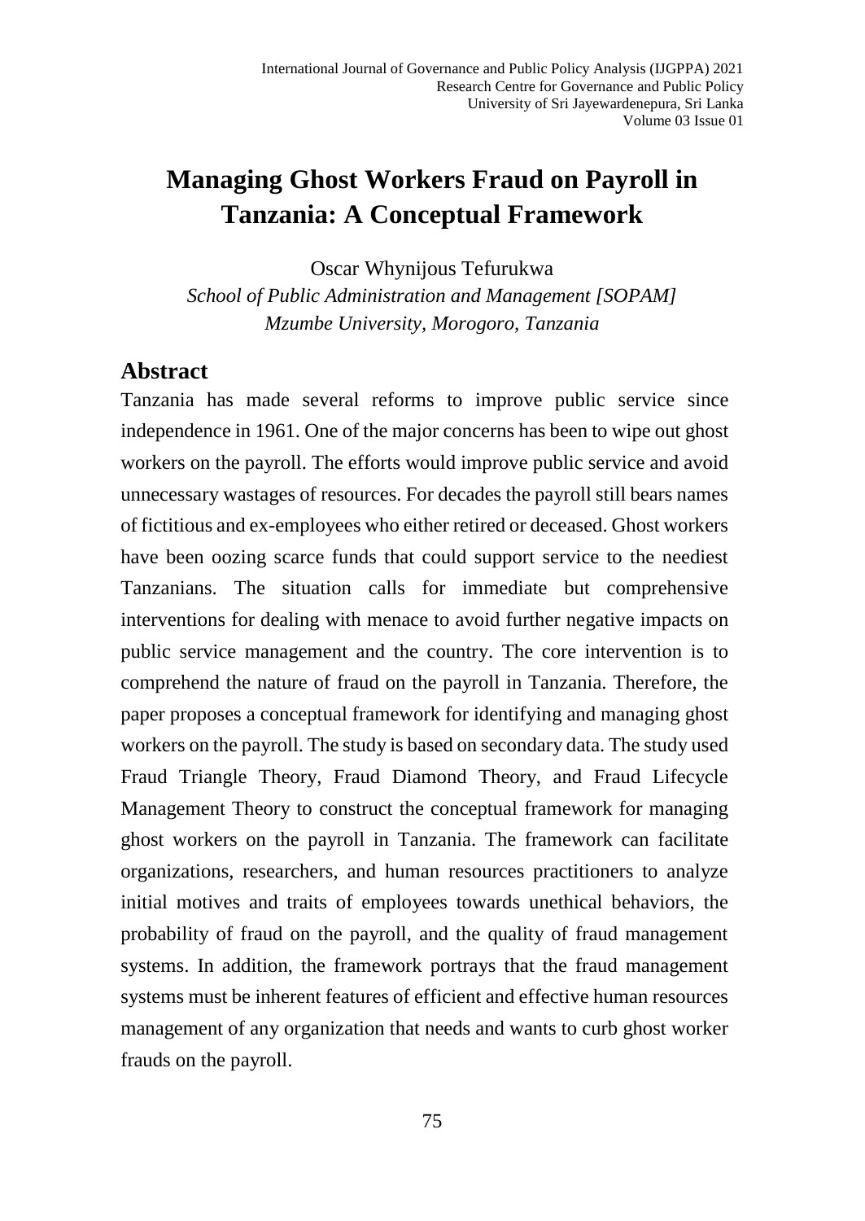# Managing Ghost Workers Fraud on Payroll in Tanzania: A Conceptual Framework

Oscar Whynijous Tefurukwa

*School of Public Administration and Management [SOPAM]*
*Mzumbe University, Morogoro, Tanzania*

## Abstract

Tanzania has made several reforms to improve public service since independence in 1961. One of the major concerns has been to wipe out ghost workers on the payroll. The efforts would improve public service and avoid unnecessary wastages of resources. For decades the payroll still bears names of fictitious and ex-employees who either retired or deceased. Ghost workers have been oozing scarce funds that could support service to the neediest Tanzanians. The situation calls for immediate but comprehensive interventions for dealing with menace to avoid further negative impacts on public service management and the country. The core intervention is to comprehend the nature of fraud on the payroll in Tanzania. Therefore, the paper proposes a conceptual framework for identifying and managing ghost workers on the payroll. The study is based on secondary data. The study used Fraud Triangle Theory, Fraud Diamond Theory, and Fraud Lifecycle Management Theory to construct the conceptual framework for managing ghost workers on the payroll in Tanzania. The framework can facilitate organizations, researchers, and human resources practitioners to analyze initial motives and traits of employees towards unethical behaviors, the probability of fraud on the payroll, and the quality of fraud management systems. In addition, the framework portrays that the fraud management systems must be inherent features of efficient and effective human resources management of any organization that needs and wants to curb ghost worker frauds on the payroll.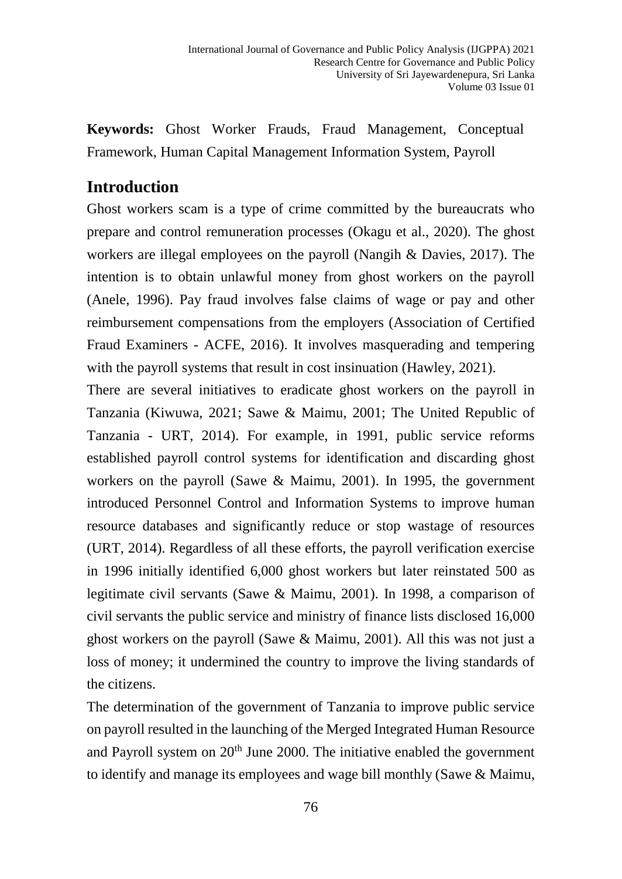**Keywords:** Ghost Worker Frauds, Fraud Management, Conceptual Framework, Human Capital Management Information System, Payroll

## Introduction

Ghost workers scam is a type of crime committed by the bureaucrats who prepare and control remuneration processes (Okagu et al., 2020). The ghost workers are illegal employees on the payroll (Nangih & Davies, 2017). The intention is to obtain unlawful money from ghost workers on the payroll (Anele, 1996). Pay fraud involves false claims of wage or pay and other reimbursement compensations from the employers (Association of Certified Fraud Examiners - ACFE, 2016). It involves masquerading and tempering with the payroll systems that result in cost insinuation (Hawley, 2021).

There are several initiatives to eradicate ghost workers on the payroll in Tanzania (Kiwuwa, 2021; Sawe & Maimu, 2001; The United Republic of Tanzania - URT, 2014). For example, in 1991, public service reforms established payroll control systems for identification and discarding ghost workers on the payroll (Sawe & Maimu, 2001). In 1995, the government introduced Personnel Control and Information Systems to improve human resource databases and significantly reduce or stop wastage of resources (URT, 2014). Regardless of all these efforts, the payroll verification exercise in 1996 initially identified 6,000 ghost workers but later reinstated 500 as legitimate civil servants (Sawe & Maimu, 2001). In 1998, a comparison of civil servants the public service and ministry of finance lists disclosed 16,000 ghost workers on the payroll (Sawe & Maimu, 2001). All this was not just a loss of money; it undermined the country to improve the living standards of the citizens.

The determination of the government of Tanzania to improve public service on payroll resulted in the launching of the Merged Integrated Human Resource and Payroll system on 20th June 2000. The initiative enabled the government to identify and manage its employees and wage bill monthly (Sawe & Maimu,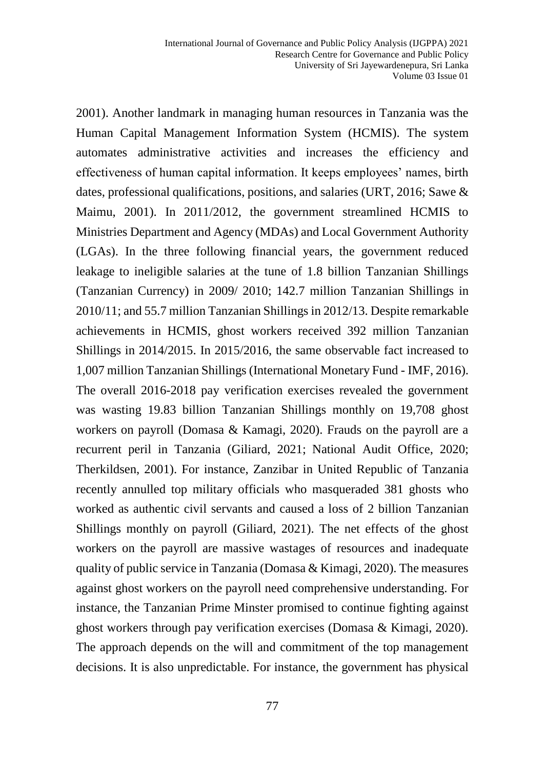2001). Another landmark in managing human resources in Tanzania was the Human Capital Management Information System (HCMIS). The system automates administrative activities and increases the efficiency and effectiveness of human capital information. It keeps employees' names, birth dates, professional qualifications, positions, and salaries (URT, 2016; Sawe & Maimu, 2001). In 2011/2012, the government streamlined HCMIS to Ministries Department and Agency (MDAs) and Local Government Authority (LGAs). In the three following financial years, the government reduced leakage to ineligible salaries at the tune of 1.8 billion Tanzanian Shillings (Tanzanian Currency) in 2009/ 2010; 142.7 million Tanzanian Shillings in 2010/11; and 55.7 million Tanzanian Shillings in 2012/13. Despite remarkable achievements in HCMIS, ghost workers received 392 million Tanzanian Shillings in 2014/2015. In 2015/2016, the same observable fact increased to 1,007 million Tanzanian Shillings (International Monetary Fund - IMF, 2016). The overall 2016-2018 pay verification exercises revealed the government was wasting 19.83 billion Tanzanian Shillings monthly on 19,708 ghost workers on payroll (Domasa & Kamagi, 2020). Frauds on the payroll are a recurrent peril in Tanzania (Giliard, 2021; National Audit Office, 2020; Therkildsen, 2001). For instance, Zanzibar in United Republic of Tanzania recently annulled top military officials who masqueraded 381 ghosts who worked as authentic civil servants and caused a loss of 2 billion Tanzanian Shillings monthly on payroll (Giliard, 2021). The net effects of the ghost workers on the payroll are massive wastages of resources and inadequate quality of public service in Tanzania (Domasa & Kimagi, 2020). The measures against ghost workers on the payroll need comprehensive understanding. For instance, the Tanzanian Prime Minster promised to continue fighting against ghost workers through pay verification exercises (Domasa & Kimagi, 2020). The approach depends on the will and commitment of the top management decisions. It is also unpredictable. For instance, the government has physical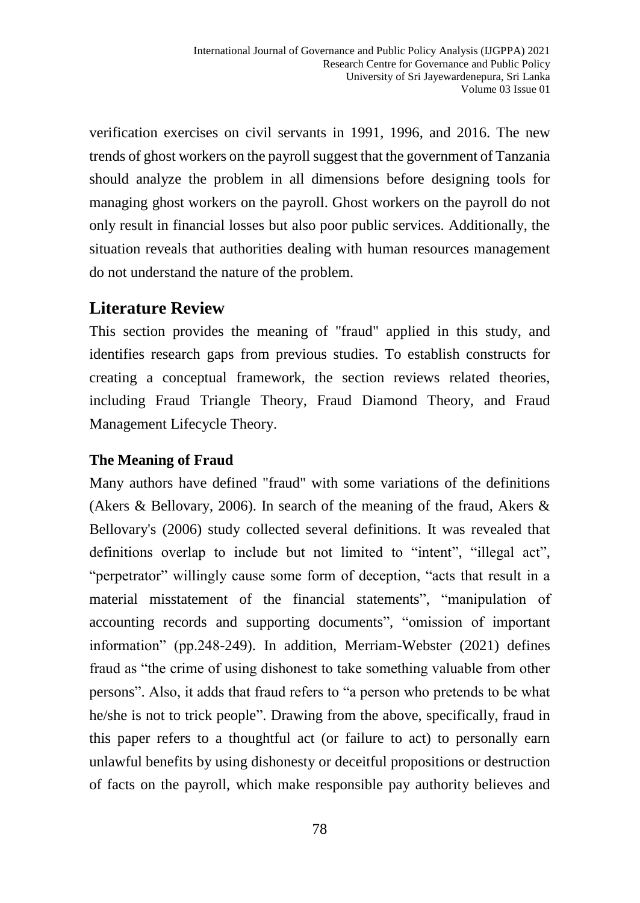verification exercises on civil servants in 1991, 1996, and 2016. The new trends of ghost workers on the payroll suggest that the government of Tanzania should analyze the problem in all dimensions before designing tools for managing ghost workers on the payroll. Ghost workers on the payroll do not only result in financial losses but also poor public services. Additionally, the situation reveals that authorities dealing with human resources management do not understand the nature of the problem.

## Literature Review

This section provides the meaning of "fraud" applied in this study, and identifies research gaps from previous studies. To establish constructs for creating a conceptual framework, the section reviews related theories, including Fraud Triangle Theory, Fraud Diamond Theory, and Fraud Management Lifecycle Theory.

### The Meaning of Fraud

Many authors have defined "fraud" with some variations of the definitions (Akers & Bellovary, 2006). In search of the meaning of the fraud, Akers & Bellovary's (2006) study collected several definitions. It was revealed that definitions overlap to include but not limited to "intent", "illegal act", "perpetrator" willingly cause some form of deception, "acts that result in a material misstatement of the financial statements", "manipulation of accounting records and supporting documents", "omission of important information" (pp.248-249). In addition, Merriam-Webster (2021) defines fraud as "the crime of using dishonest to take something valuable from other persons". Also, it adds that fraud refers to "a person who pretends to be what he/she is not to trick people". Drawing from the above, specifically, fraud in this paper refers to a thoughtful act (or failure to act) to personally earn unlawful benefits by using dishonesty or deceitful propositions or destruction of facts on the payroll, which make responsible pay authority believes and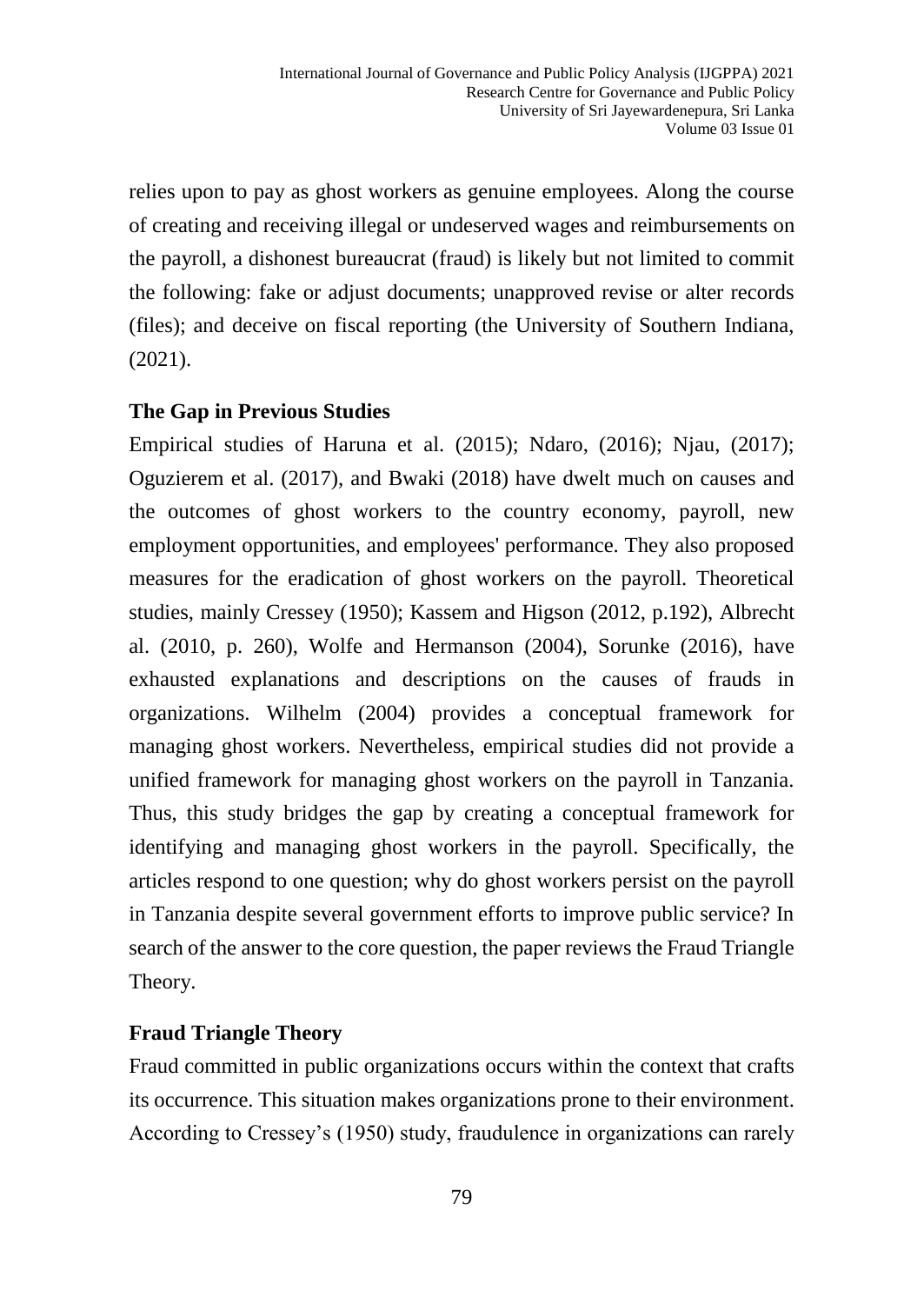relies upon to pay as ghost workers as genuine employees. Along the course of creating and receiving illegal or undeserved wages and reimbursements on the payroll, a dishonest bureaucrat (fraud) is likely but not limited to commit the following: fake or adjust documents; unapproved revise or alter records (files); and deceive on fiscal reporting (the University of Southern Indiana, (2021).

## The Gap in Previous Studies

Empirical studies of Haruna et al. (2015); Ndaro, (2016); Njau, (2017); Oguzierem et al. (2017), and Bwaki (2018) have dwelt much on causes and the outcomes of ghost workers to the country economy, payroll, new employment opportunities, and employees' performance. They also proposed measures for the eradication of ghost workers on the payroll. Theoretical studies, mainly Cressey (1950); Kassem and Higson (2012, p.192), Albrecht al. (2010, p. 260), Wolfe and Hermanson (2004), Sorunke (2016), have exhausted explanations and descriptions on the causes of frauds in organizations. Wilhelm (2004) provides a conceptual framework for managing ghost workers. Nevertheless, empirical studies did not provide a unified framework for managing ghost workers on the payroll in Tanzania. Thus, this study bridges the gap by creating a conceptual framework for identifying and managing ghost workers in the payroll. Specifically, the articles respond to one question; why do ghost workers persist on the payroll in Tanzania despite several government efforts to improve public service? In search of the answer to the core question, the paper reviews the Fraud Triangle Theory.

## Fraud Triangle Theory

Fraud committed in public organizations occurs within the context that crafts its occurrence. This situation makes organizations prone to their environment. According to Cressey's (1950) study, fraudulence in organizations can rarely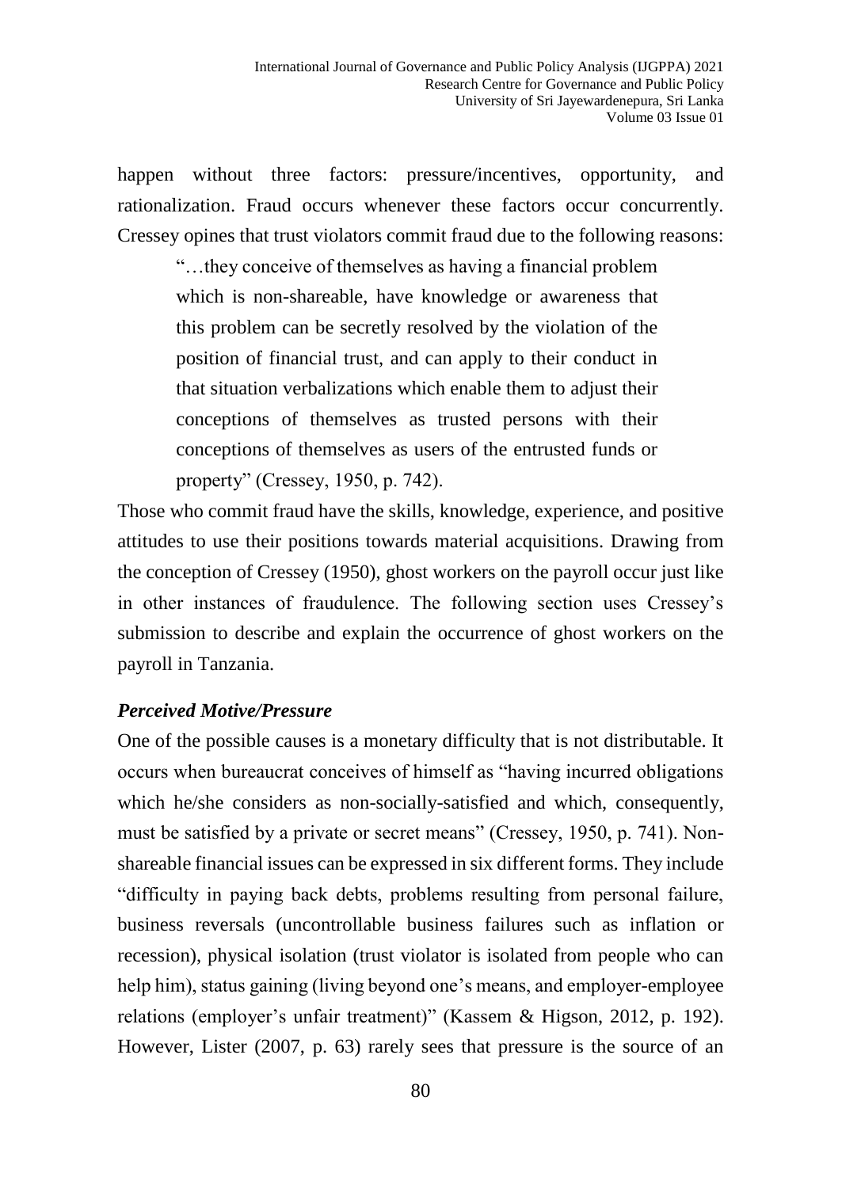happen without three factors: pressure/incentives, opportunity, and rationalization. Fraud occurs whenever these factors occur concurrently. Cressey opines that trust violators commit fraud due to the following reasons:

> "…they conceive of themselves as having a financial problem which is non-shareable, have knowledge or awareness that this problem can be secretly resolved by the violation of the position of financial trust, and can apply to their conduct in that situation verbalizations which enable them to adjust their conceptions of themselves as trusted persons with their conceptions of themselves as users of the entrusted funds or property" (Cressey, 1950, p. 742).

Those who commit fraud have the skills, knowledge, experience, and positive attitudes to use their positions towards material acquisitions. Drawing from the conception of Cressey (1950), ghost workers on the payroll occur just like in other instances of fraudulence. The following section uses Cressey's submission to describe and explain the occurrence of ghost workers on the payroll in Tanzania.

### *Perceived Motive/Pressure*

One of the possible causes is a monetary difficulty that is not distributable. It occurs when bureaucrat conceives of himself as "having incurred obligations which he/she considers as non-socially-satisfied and which, consequently, must be satisfied by a private or secret means" (Cressey, 1950, p. 741). Non-shareable financial issues can be expressed in six different forms. They include "difficulty in paying back debts, problems resulting from personal failure, business reversals (uncontrollable business failures such as inflation or recession), physical isolation (trust violator is isolated from people who can help him), status gaining (living beyond one's means, and employer-employee relations (employer's unfair treatment)" (Kassem & Higson, 2012, p. 192). However, Lister (2007, p. 63) rarely sees that pressure is the source of an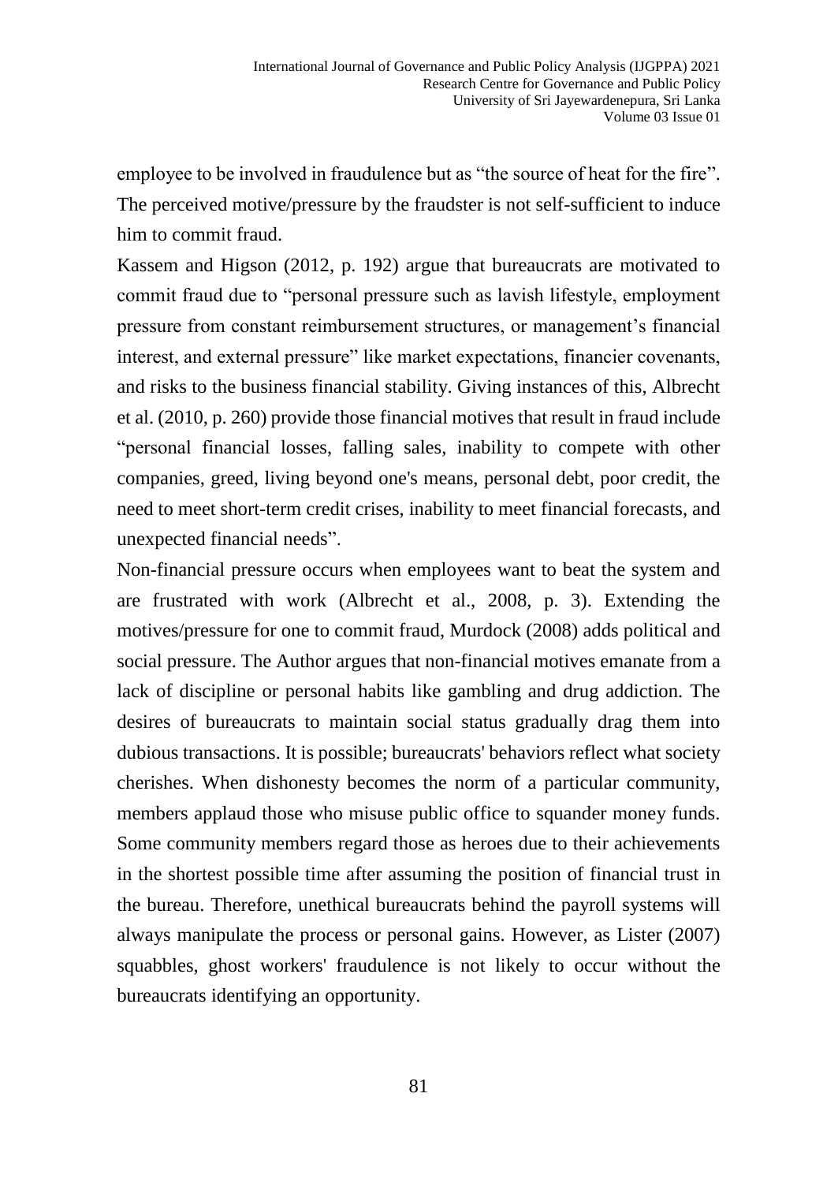employee to be involved in fraudulence but as "the source of heat for the fire". The perceived motive/pressure by the fraudster is not self-sufficient to induce him to commit fraud.

Kassem and Higson (2012, p. 192) argue that bureaucrats are motivated to commit fraud due to "personal pressure such as lavish lifestyle, employment pressure from constant reimbursement structures, or management's financial interest, and external pressure" like market expectations, financier covenants, and risks to the business financial stability. Giving instances of this, Albrecht et al. (2010, p. 260) provide those financial motives that result in fraud include "personal financial losses, falling sales, inability to compete with other companies, greed, living beyond one's means, personal debt, poor credit, the need to meet short-term credit crises, inability to meet financial forecasts, and unexpected financial needs".

Non-financial pressure occurs when employees want to beat the system and are frustrated with work (Albrecht et al., 2008, p. 3). Extending the motives/pressure for one to commit fraud, Murdock (2008) adds political and social pressure. The Author argues that non-financial motives emanate from a lack of discipline or personal habits like gambling and drug addiction. The desires of bureaucrats to maintain social status gradually drag them into dubious transactions. It is possible; bureaucrats' behaviors reflect what society cherishes. When dishonesty becomes the norm of a particular community, members applaud those who misuse public office to squander money funds. Some community members regard those as heroes due to their achievements in the shortest possible time after assuming the position of financial trust in the bureau. Therefore, unethical bureaucrats behind the payroll systems will always manipulate the process or personal gains. However, as Lister (2007) squabbles, ghost workers' fraudulence is not likely to occur without the bureaucrats identifying an opportunity.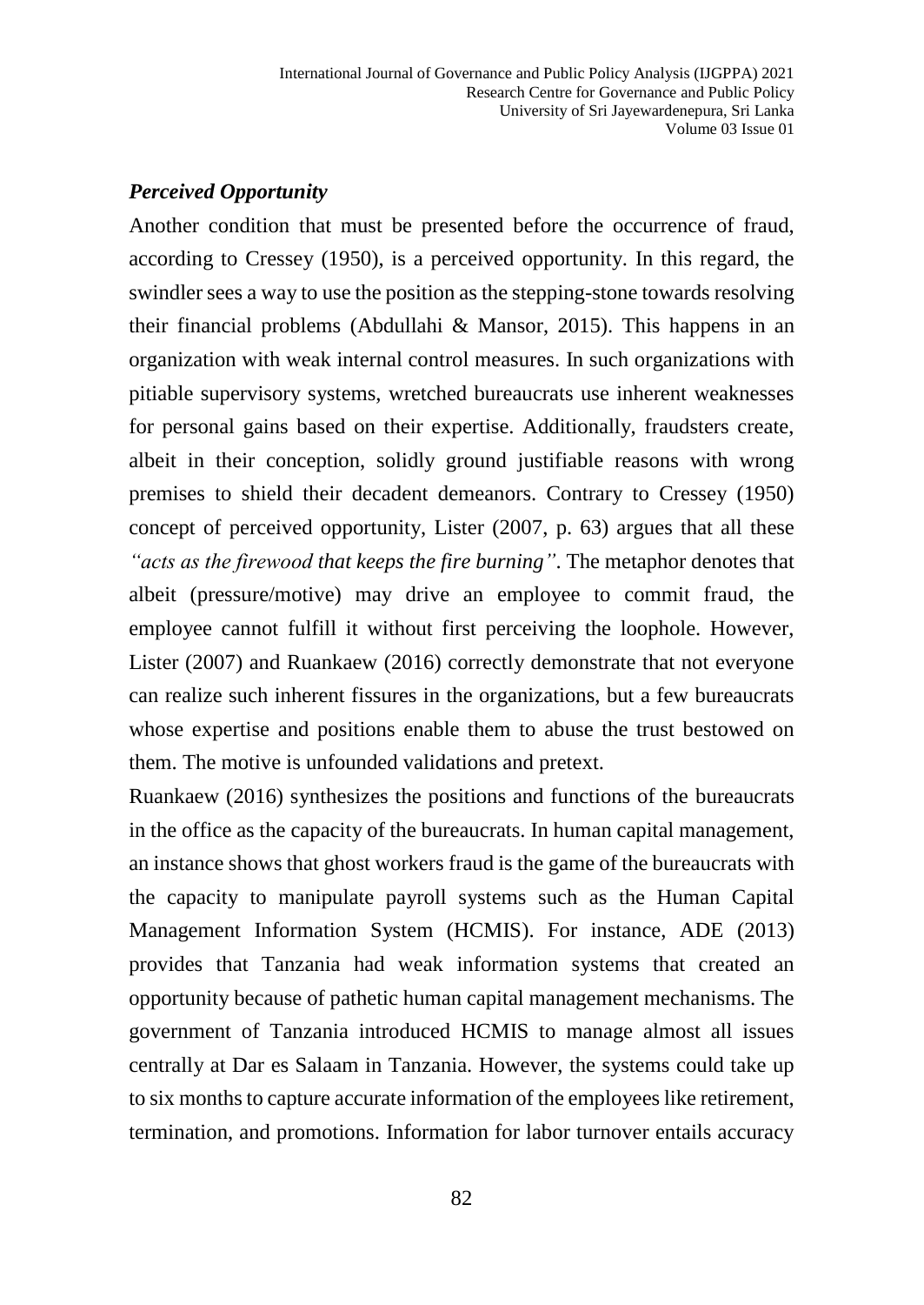### *Perceived Opportunity*

Another condition that must be presented before the occurrence of fraud, according to Cressey (1950), is a perceived opportunity. In this regard, the swindler sees a way to use the position as the stepping-stone towards resolving their financial problems (Abdullahi & Mansor, 2015). This happens in an organization with weak internal control measures. In such organizations with pitiable supervisory systems, wretched bureaucrats use inherent weaknesses for personal gains based on their expertise. Additionally, fraudsters create, albeit in their conception, solidly ground justifiable reasons with wrong premises to shield their decadent demeanors. Contrary to Cressey (1950) concept of perceived opportunity, Lister (2007, p. 63) argues that all these *"acts as the firewood that keeps the fire burning"*. The metaphor denotes that albeit (pressure/motive) may drive an employee to commit fraud, the employee cannot fulfill it without first perceiving the loophole. However, Lister (2007) and Ruankaew (2016) correctly demonstrate that not everyone can realize such inherent fissures in the organizations, but a few bureaucrats whose expertise and positions enable them to abuse the trust bestowed on them. The motive is unfounded validations and pretext.

Ruankaew (2016) synthesizes the positions and functions of the bureaucrats in the office as the capacity of the bureaucrats. In human capital management, an instance shows that ghost workers fraud is the game of the bureaucrats with the capacity to manipulate payroll systems such as the Human Capital Management Information System (HCMIS). For instance, ADE (2013) provides that Tanzania had weak information systems that created an opportunity because of pathetic human capital management mechanisms. The government of Tanzania introduced HCMIS to manage almost all issues centrally at Dar es Salaam in Tanzania. However, the systems could take up to six months to capture accurate information of the employees like retirement, termination, and promotions. Information for labor turnover entails accuracy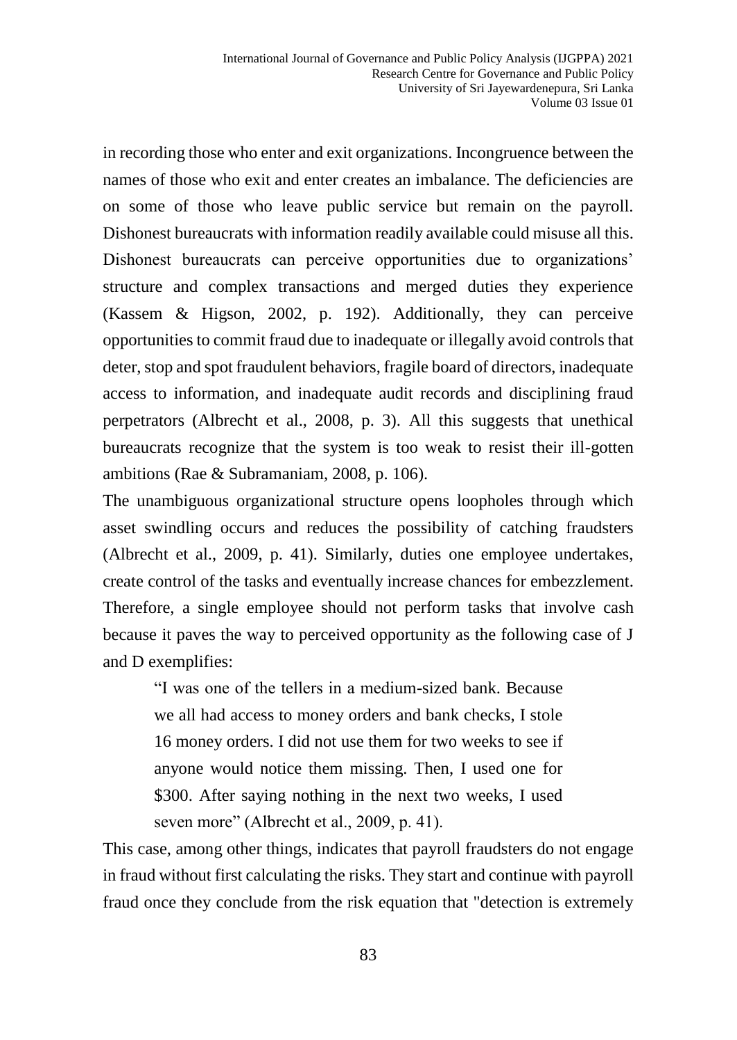in recording those who enter and exit organizations. Incongruence between the names of those who exit and enter creates an imbalance. The deficiencies are on some of those who leave public service but remain on the payroll. Dishonest bureaucrats with information readily available could misuse all this. Dishonest bureaucrats can perceive opportunities due to organizations' structure and complex transactions and merged duties they experience (Kassem & Higson, 2002, p. 192). Additionally, they can perceive opportunities to commit fraud due to inadequate or illegally avoid controls that deter, stop and spot fraudulent behaviors, fragile board of directors, inadequate access to information, and inadequate audit records and disciplining fraud perpetrators (Albrecht et al., 2008, p. 3). All this suggests that unethical bureaucrats recognize that the system is too weak to resist their ill-gotten ambitions (Rae & Subramaniam, 2008, p. 106).

The unambiguous organizational structure opens loopholes through which asset swindling occurs and reduces the possibility of catching fraudsters (Albrecht et al., 2009, p. 41). Similarly, duties one employee undertakes, create control of the tasks and eventually increase chances for embezzlement. Therefore, a single employee should not perform tasks that involve cash because it paves the way to perceived opportunity as the following case of J and D exemplifies:

> "I was one of the tellers in a medium-sized bank. Because we all had access to money orders and bank checks, I stole 16 money orders. I did not use them for two weeks to see if anyone would notice them missing. Then, I used one for $300. After saying nothing in the next two weeks, I used seven more" (Albrecht et al., 2009, p. 41).

This case, among other things, indicates that payroll fraudsters do not engage in fraud without first calculating the risks. They start and continue with payroll fraud once they conclude from the risk equation that "detection is extremely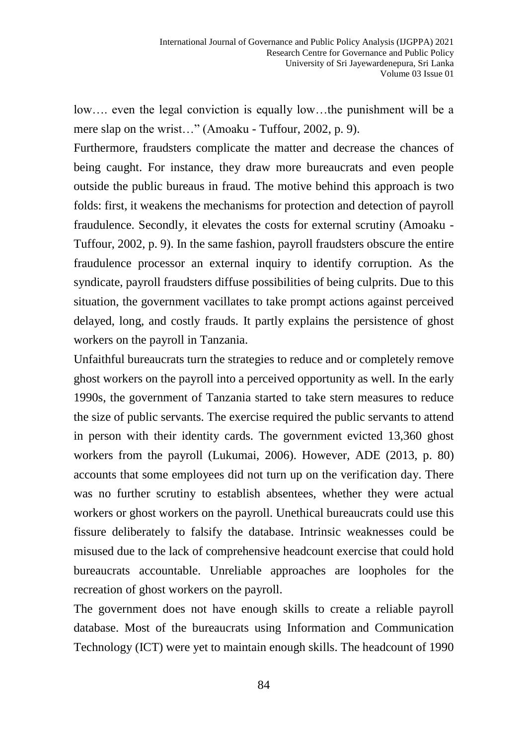low…. even the legal conviction is equally low…the punishment will be a mere slap on the wrist…" (Amoaku - Tuffour, 2002, p. 9).

Furthermore, fraudsters complicate the matter and decrease the chances of being caught. For instance, they draw more bureaucrats and even people outside the public bureaus in fraud. The motive behind this approach is two folds: first, it weakens the mechanisms for protection and detection of payroll fraudulence. Secondly, it elevates the costs for external scrutiny (Amoaku - Tuffour, 2002, p. 9). In the same fashion, payroll fraudsters obscure the entire fraudulence processor an external inquiry to identify corruption. As the syndicate, payroll fraudsters diffuse possibilities of being culprits. Due to this situation, the government vacillates to take prompt actions against perceived delayed, long, and costly frauds. It partly explains the persistence of ghost workers on the payroll in Tanzania.

Unfaithful bureaucrats turn the strategies to reduce and or completely remove ghost workers on the payroll into a perceived opportunity as well. In the early 1990s, the government of Tanzania started to take stern measures to reduce the size of public servants. The exercise required the public servants to attend in person with their identity cards. The government evicted 13,360 ghost workers from the payroll (Lukumai, 2006). However, ADE (2013, p. 80) accounts that some employees did not turn up on the verification day. There was no further scrutiny to establish absentees, whether they were actual workers or ghost workers on the payroll. Unethical bureaucrats could use this fissure deliberately to falsify the database. Intrinsic weaknesses could be misused due to the lack of comprehensive headcount exercise that could hold bureaucrats accountable. Unreliable approaches are loopholes for the recreation of ghost workers on the payroll.

The government does not have enough skills to create a reliable payroll database. Most of the bureaucrats using Information and Communication Technology (ICT) were yet to maintain enough skills. The headcount of 1990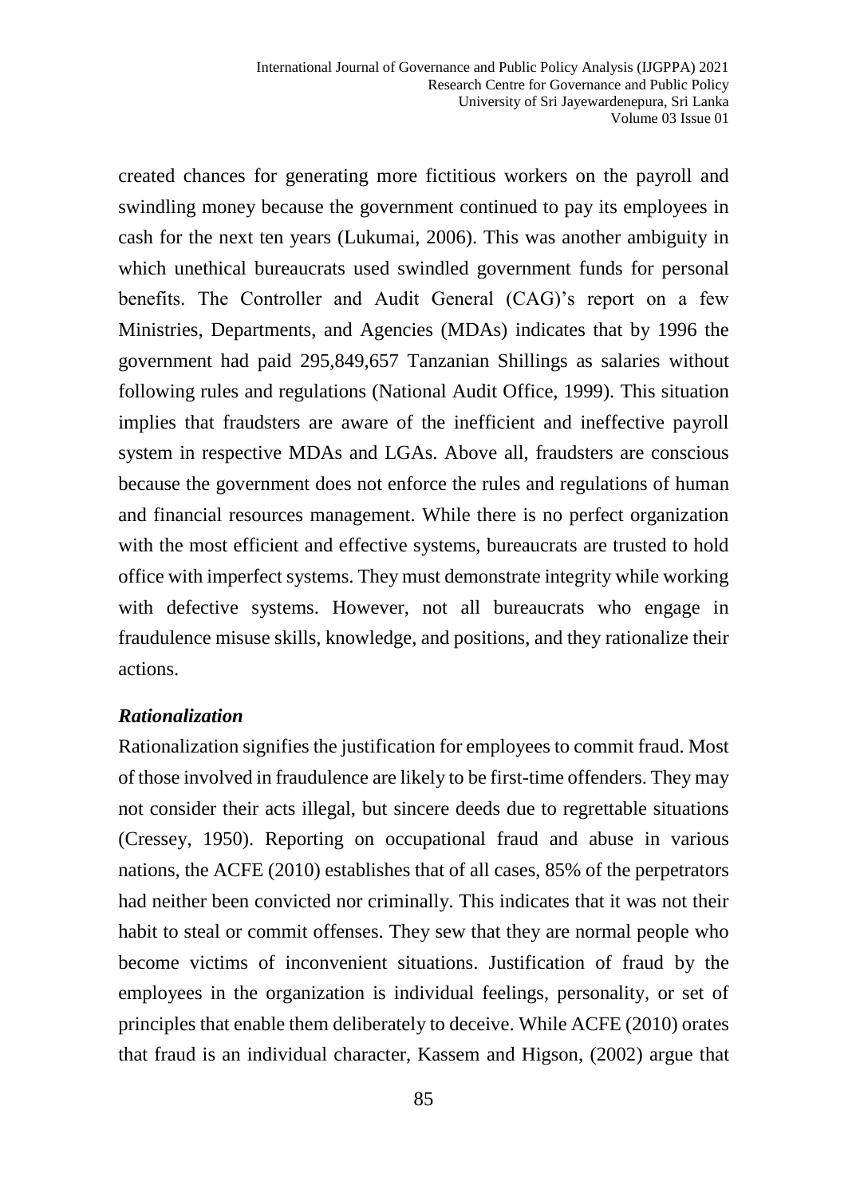created chances for generating more fictitious workers on the payroll and swindling money because the government continued to pay its employees in cash for the next ten years (Lukumai, 2006). This was another ambiguity in which unethical bureaucrats used swindled government funds for personal benefits. The Controller and Audit General (CAG)'s report on a few Ministries, Departments, and Agencies (MDAs) indicates that by 1996 the government had paid 295,849,657 Tanzanian Shillings as salaries without following rules and regulations (National Audit Office, 1999). This situation implies that fraudsters are aware of the inefficient and ineffective payroll system in respective MDAs and LGAs. Above all, fraudsters are conscious because the government does not enforce the rules and regulations of human and financial resources management. While there is no perfect organization with the most efficient and effective systems, bureaucrats are trusted to hold office with imperfect systems. They must demonstrate integrity while working with defective systems. However, not all bureaucrats who engage in fraudulence misuse skills, knowledge, and positions, and they rationalize their actions.

### *Rationalization*

Rationalization signifies the justification for employees to commit fraud. Most of those involved in fraudulence are likely to be first-time offenders. They may not consider their acts illegal, but sincere deeds due to regrettable situations (Cressey, 1950). Reporting on occupational fraud and abuse in various nations, the ACFE (2010) establishes that of all cases, 85% of the perpetrators had neither been convicted nor criminally. This indicates that it was not their habit to steal or commit offenses. They sew that they are normal people who become victims of inconvenient situations. Justification of fraud by the employees in the organization is individual feelings, personality, or set of principles that enable them deliberately to deceive. While ACFE (2010) orates that fraud is an individual character, Kassem and Higson, (2002) argue that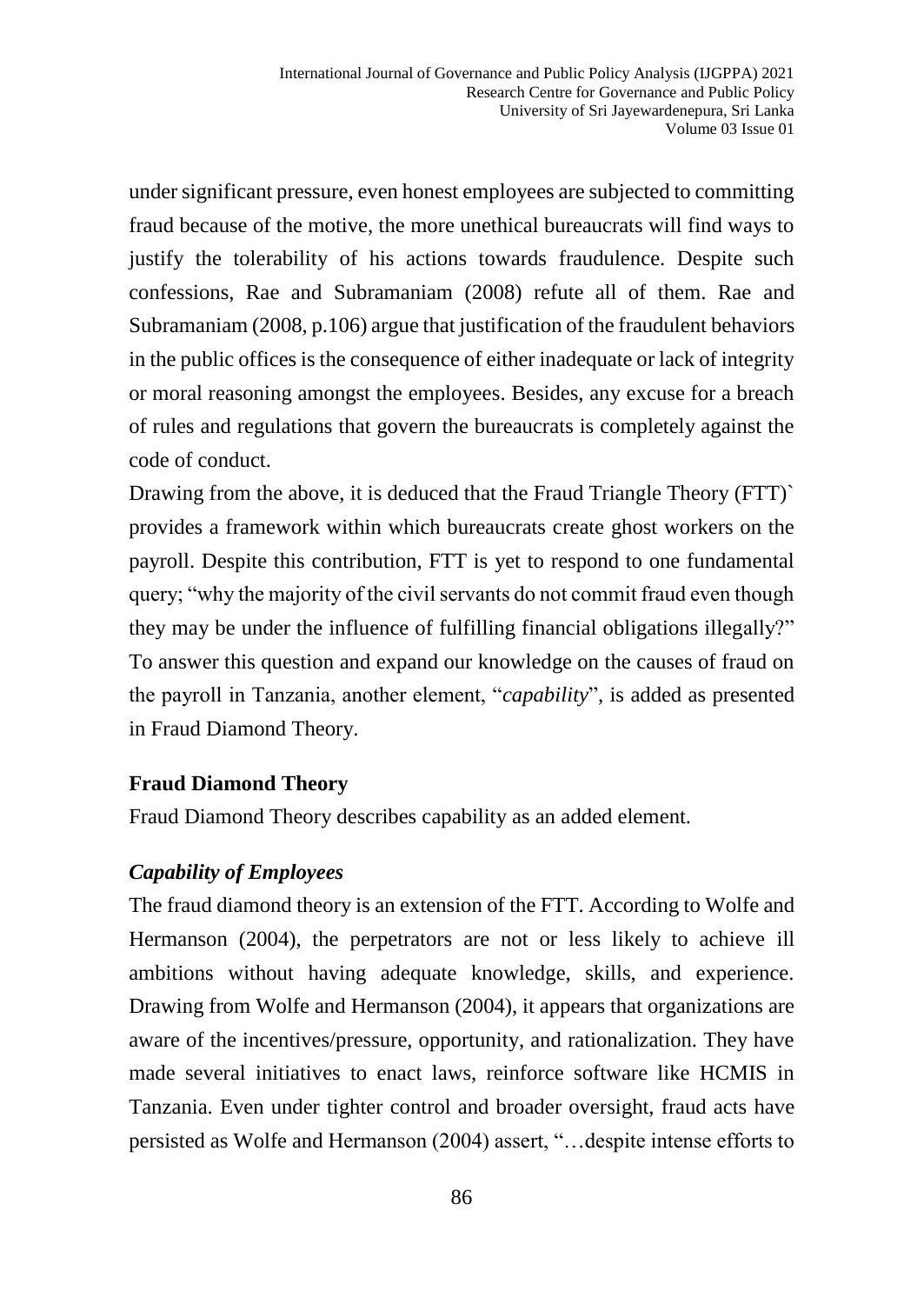under significant pressure, even honest employees are subjected to committing fraud because of the motive, the more unethical bureaucrats will find ways to justify the tolerability of his actions towards fraudulence. Despite such confessions, Rae and Subramaniam (2008) refute all of them. Rae and Subramaniam (2008, p.106) argue that justification of the fraudulent behaviors in the public offices is the consequence of either inadequate or lack of integrity or moral reasoning amongst the employees. Besides, any excuse for a breach of rules and regulations that govern the bureaucrats is completely against the code of conduct.

Drawing from the above, it is deduced that the Fraud Triangle Theory (FTT)` provides a framework within which bureaucrats create ghost workers on the payroll. Despite this contribution, FTT is yet to respond to one fundamental query; "why the majority of the civil servants do not commit fraud even though they may be under the influence of fulfilling financial obligations illegally?" To answer this question and expand our knowledge on the causes of fraud on the payroll in Tanzania, another element, "*capability*", is added as presented in Fraud Diamond Theory.

### Fraud Diamond Theory

Fraud Diamond Theory describes capability as an added element.

#### *Capability of Employees*

The fraud diamond theory is an extension of the FTT. According to Wolfe and Hermanson (2004), the perpetrators are not or less likely to achieve ill ambitions without having adequate knowledge, skills, and experience. Drawing from Wolfe and Hermanson (2004), it appears that organizations are aware of the incentives/pressure, opportunity, and rationalization. They have made several initiatives to enact laws, reinforce software like HCMIS in Tanzania. Even under tighter control and broader oversight, fraud acts have persisted as Wolfe and Hermanson (2004) assert, "…despite intense efforts to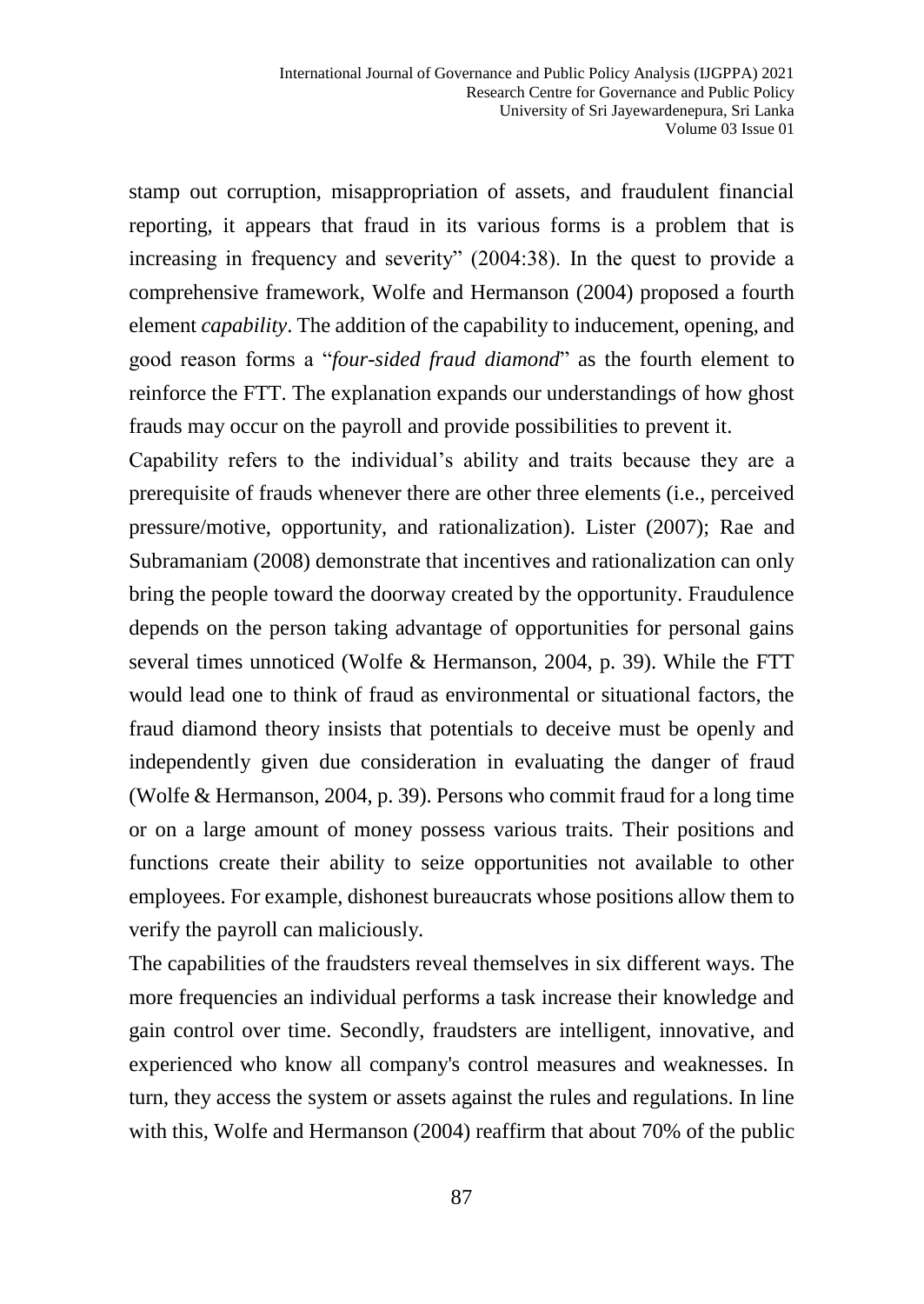stamp out corruption, misappropriation of assets, and fraudulent financial reporting, it appears that fraud in its various forms is a problem that is increasing in frequency and severity" (2004:38). In the quest to provide a comprehensive framework, Wolfe and Hermanson (2004) proposed a fourth element *capability*. The addition of the capability to inducement, opening, and good reason forms a "*four-sided fraud diamond*" as the fourth element to reinforce the FTT. The explanation expands our understandings of how ghost frauds may occur on the payroll and provide possibilities to prevent it.

Capability refers to the individual's ability and traits because they are a prerequisite of frauds whenever there are other three elements (i.e., perceived pressure/motive, opportunity, and rationalization). Lister (2007); Rae and Subramaniam (2008) demonstrate that incentives and rationalization can only bring the people toward the doorway created by the opportunity. Fraudulence depends on the person taking advantage of opportunities for personal gains several times unnoticed (Wolfe & Hermanson, 2004, p. 39). While the FTT would lead one to think of fraud as environmental or situational factors, the fraud diamond theory insists that potentials to deceive must be openly and independently given due consideration in evaluating the danger of fraud (Wolfe & Hermanson, 2004, p. 39). Persons who commit fraud for a long time or on a large amount of money possess various traits. Their positions and functions create their ability to seize opportunities not available to other employees. For example, dishonest bureaucrats whose positions allow them to verify the payroll can maliciously.

The capabilities of the fraudsters reveal themselves in six different ways. The more frequencies an individual performs a task increase their knowledge and gain control over time. Secondly, fraudsters are intelligent, innovative, and experienced who know all company's control measures and weaknesses. In turn, they access the system or assets against the rules and regulations. In line with this, Wolfe and Hermanson (2004) reaffirm that about 70% of the public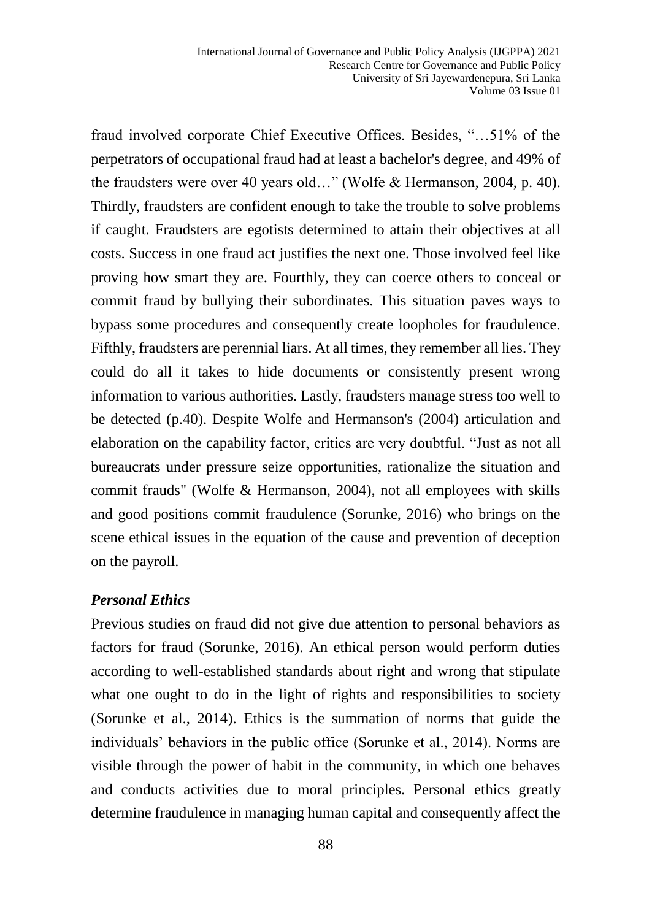fraud involved corporate Chief Executive Offices. Besides, "…51% of the perpetrators of occupational fraud had at least a bachelor's degree, and 49% of the fraudsters were over 40 years old…" (Wolfe & Hermanson, 2004, p. 40). Thirdly, fraudsters are confident enough to take the trouble to solve problems if caught. Fraudsters are egotists determined to attain their objectives at all costs. Success in one fraud act justifies the next one. Those involved feel like proving how smart they are. Fourthly, they can coerce others to conceal or commit fraud by bullying their subordinates. This situation paves ways to bypass some procedures and consequently create loopholes for fraudulence. Fifthly, fraudsters are perennial liars. At all times, they remember all lies. They could do all it takes to hide documents or consistently present wrong information to various authorities. Lastly, fraudsters manage stress too well to be detected (p.40). Despite Wolfe and Hermanson's (2004) articulation and elaboration on the capability factor, critics are very doubtful. "Just as not all bureaucrats under pressure seize opportunities, rationalize the situation and commit frauds" (Wolfe & Hermanson, 2004), not all employees with skills and good positions commit fraudulence (Sorunke, 2016) who brings on the scene ethical issues in the equation of the cause and prevention of deception on the payroll.

### *Personal Ethics*

Previous studies on fraud did not give due attention to personal behaviors as factors for fraud (Sorunke, 2016). An ethical person would perform duties according to well-established standards about right and wrong that stipulate what one ought to do in the light of rights and responsibilities to society (Sorunke et al., 2014). Ethics is the summation of norms that guide the individuals' behaviors in the public office (Sorunke et al., 2014). Norms are visible through the power of habit in the community, in which one behaves and conducts activities due to moral principles. Personal ethics greatly determine fraudulence in managing human capital and consequently affect the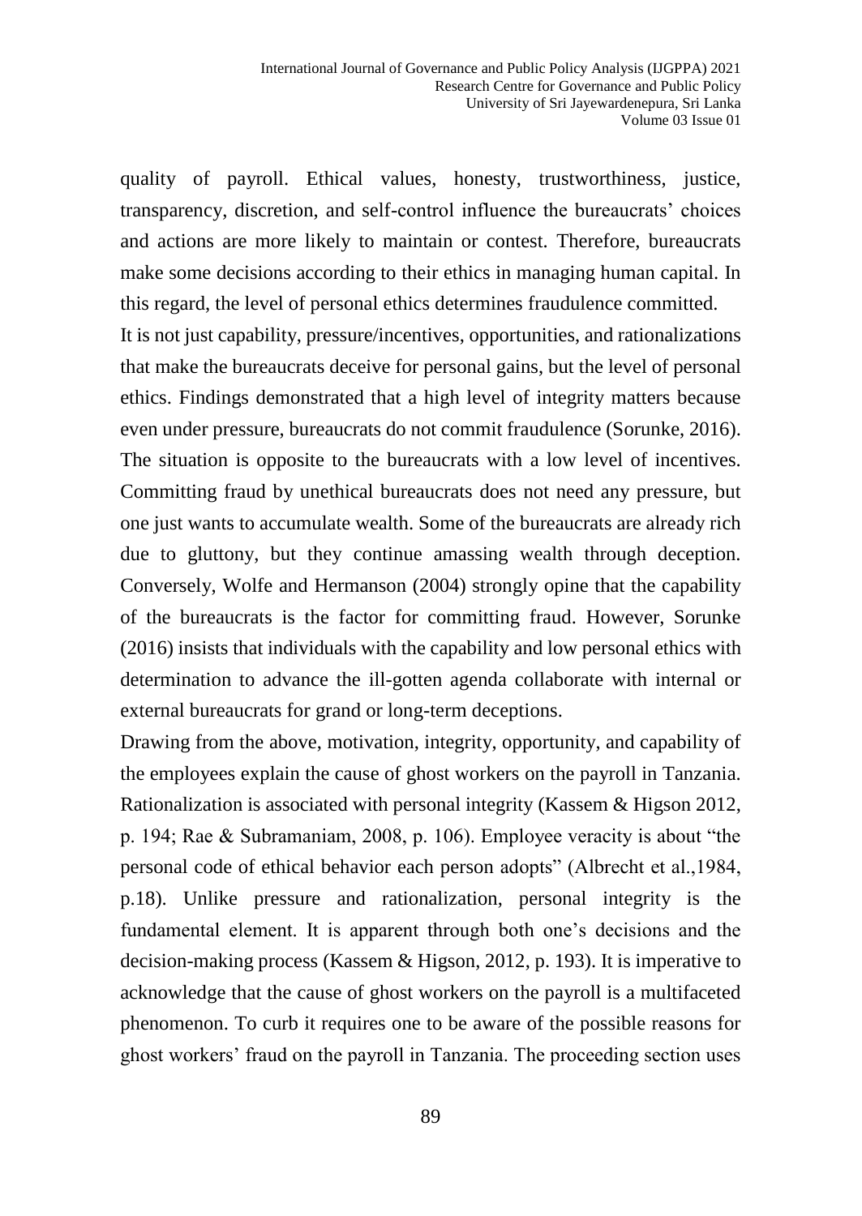quality of payroll. Ethical values, honesty, trustworthiness, justice, transparency, discretion, and self-control influence the bureaucrats' choices and actions are more likely to maintain or contest. Therefore, bureaucrats make some decisions according to their ethics in managing human capital. In this regard, the level of personal ethics determines fraudulence committed.

It is not just capability, pressure/incentives, opportunities, and rationalizations that make the bureaucrats deceive for personal gains, but the level of personal ethics. Findings demonstrated that a high level of integrity matters because even under pressure, bureaucrats do not commit fraudulence (Sorunke, 2016). The situation is opposite to the bureaucrats with a low level of incentives. Committing fraud by unethical bureaucrats does not need any pressure, but one just wants to accumulate wealth. Some of the bureaucrats are already rich due to gluttony, but they continue amassing wealth through deception. Conversely, Wolfe and Hermanson (2004) strongly opine that the capability of the bureaucrats is the factor for committing fraud. However, Sorunke (2016) insists that individuals with the capability and low personal ethics with determination to advance the ill-gotten agenda collaborate with internal or external bureaucrats for grand or long-term deceptions.

Drawing from the above, motivation, integrity, opportunity, and capability of the employees explain the cause of ghost workers on the payroll in Tanzania. Rationalization is associated with personal integrity (Kassem & Higson 2012, p. 194; Rae & Subramaniam, 2008, p. 106). Employee veracity is about "the personal code of ethical behavior each person adopts" (Albrecht et al.,1984, p.18). Unlike pressure and rationalization, personal integrity is the fundamental element. It is apparent through both one's decisions and the decision-making process (Kassem & Higson, 2012, p. 193). It is imperative to acknowledge that the cause of ghost workers on the payroll is a multifaceted phenomenon. To curb it requires one to be aware of the possible reasons for ghost workers' fraud on the payroll in Tanzania. The proceeding section uses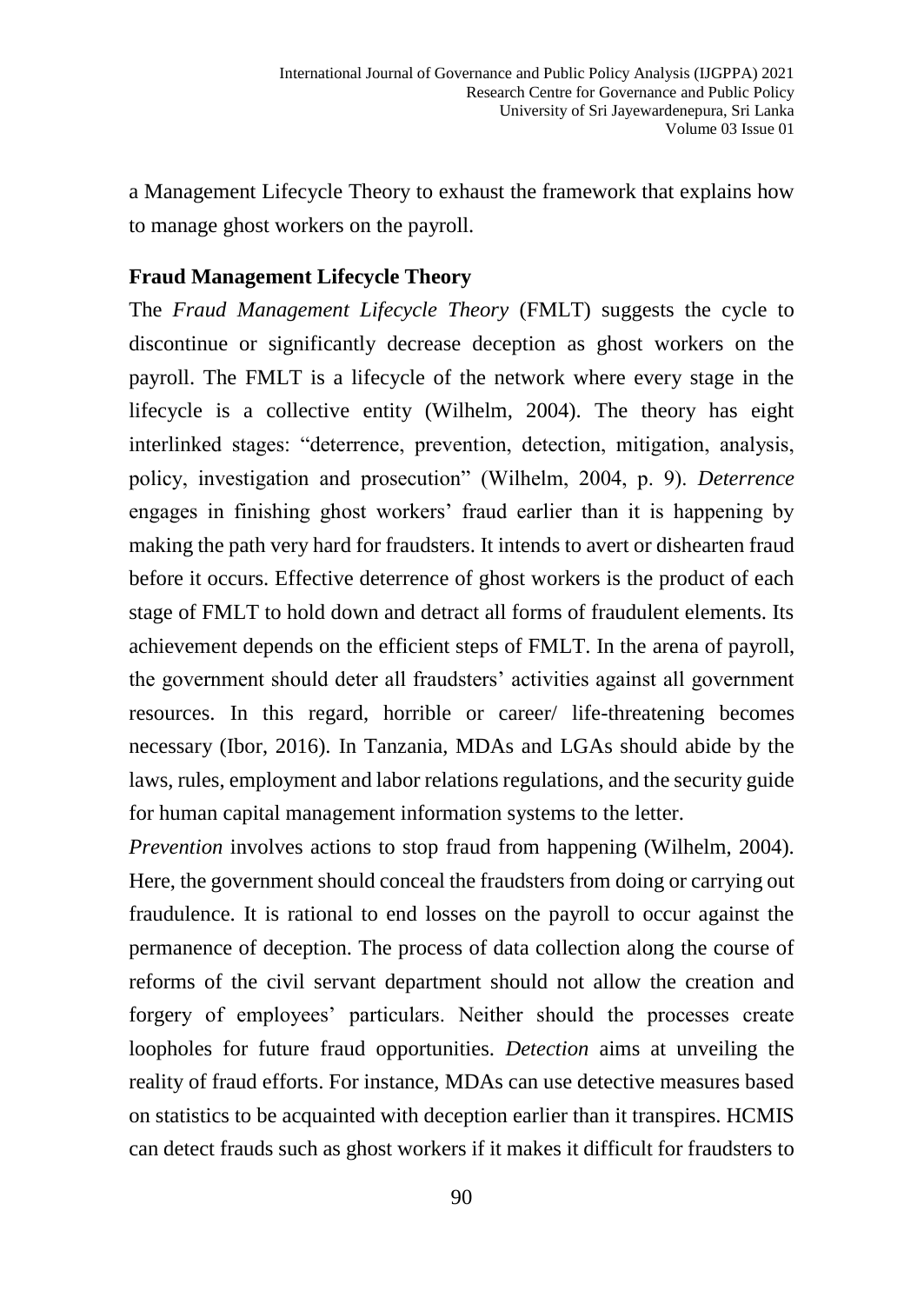a Management Lifecycle Theory to exhaust the framework that explains how to manage ghost workers on the payroll.

### Fraud Management Lifecycle Theory

The *Fraud Management Lifecycle Theory* (FMLT) suggests the cycle to discontinue or significantly decrease deception as ghost workers on the payroll. The FMLT is a lifecycle of the network where every stage in the lifecycle is a collective entity (Wilhelm, 2004). The theory has eight interlinked stages: "deterrence, prevention, detection, mitigation, analysis, policy, investigation and prosecution" (Wilhelm, 2004, p. 9). *Deterrence* engages in finishing ghost workers' fraud earlier than it is happening by making the path very hard for fraudsters. It intends to avert or dishearten fraud before it occurs. Effective deterrence of ghost workers is the product of each stage of FMLT to hold down and detract all forms of fraudulent elements. Its achievement depends on the efficient steps of FMLT. In the arena of payroll, the government should deter all fraudsters' activities against all government resources. In this regard, horrible or career/ life-threatening becomes necessary (Ibor, 2016). In Tanzania, MDAs and LGAs should abide by the laws, rules, employment and labor relations regulations, and the security guide for human capital management information systems to the letter.

*Prevention* involves actions to stop fraud from happening (Wilhelm, 2004). Here, the government should conceal the fraudsters from doing or carrying out fraudulence. It is rational to end losses on the payroll to occur against the permanence of deception. The process of data collection along the course of reforms of the civil servant department should not allow the creation and forgery of employees' particulars. Neither should the processes create loopholes for future fraud opportunities. *Detection* aims at unveiling the reality of fraud efforts. For instance, MDAs can use detective measures based on statistics to be acquainted with deception earlier than it transpires. HCMIS can detect frauds such as ghost workers if it makes it difficult for fraudsters to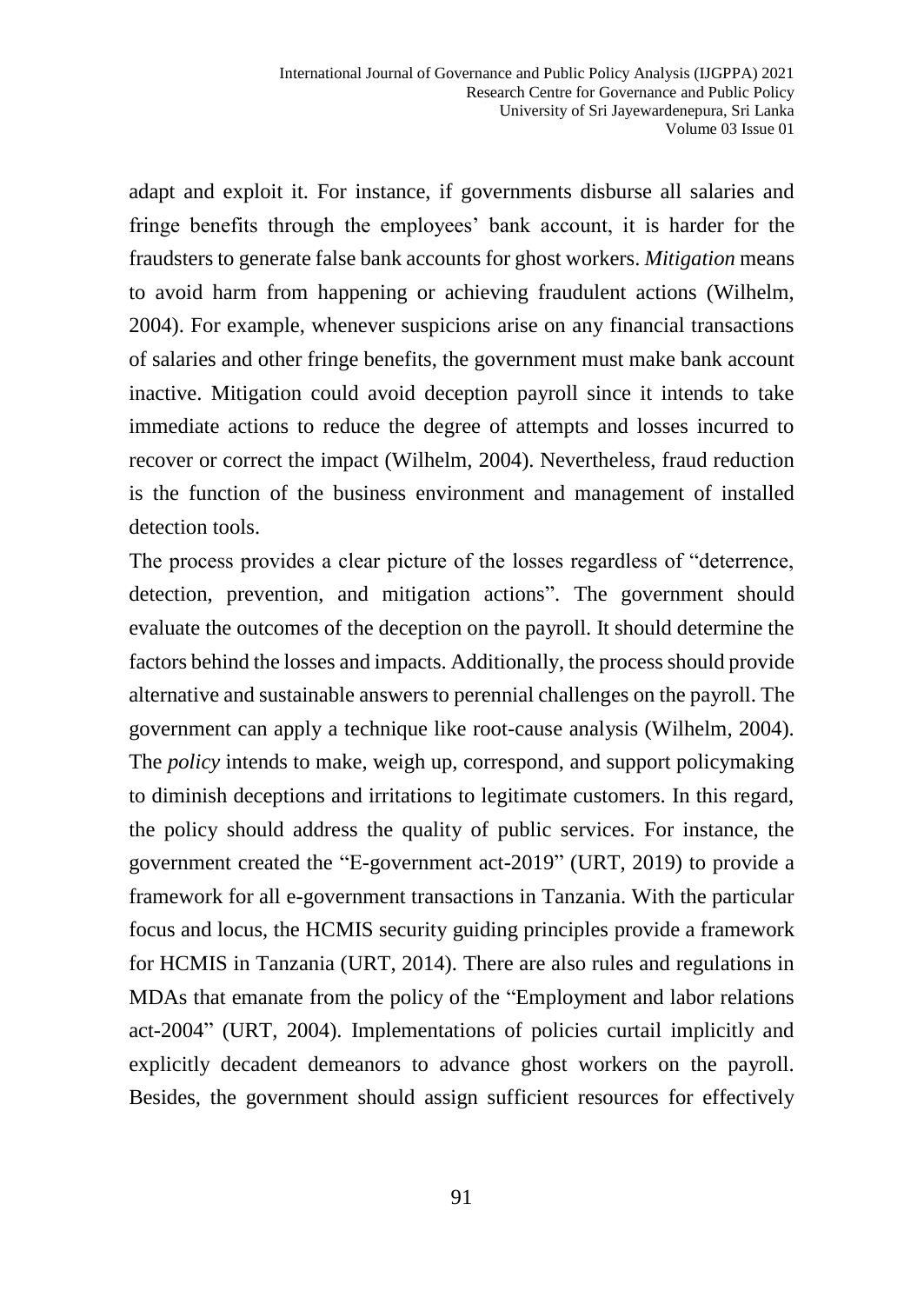adapt and exploit it. For instance, if governments disburse all salaries and fringe benefits through the employees' bank account, it is harder for the fraudsters to generate false bank accounts for ghost workers. *Mitigation* means to avoid harm from happening or achieving fraudulent actions (Wilhelm, 2004). For example, whenever suspicions arise on any financial transactions of salaries and other fringe benefits, the government must make bank account inactive. Mitigation could avoid deception payroll since it intends to take immediate actions to reduce the degree of attempts and losses incurred to recover or correct the impact (Wilhelm, 2004). Nevertheless, fraud reduction is the function of the business environment and management of installed detection tools.

The process provides a clear picture of the losses regardless of "deterrence, detection, prevention, and mitigation actions". The government should evaluate the outcomes of the deception on the payroll. It should determine the factors behind the losses and impacts. Additionally, the process should provide alternative and sustainable answers to perennial challenges on the payroll. The government can apply a technique like root-cause analysis (Wilhelm, 2004). The *policy* intends to make, weigh up, correspond, and support policymaking to diminish deceptions and irritations to legitimate customers. In this regard, the policy should address the quality of public services. For instance, the government created the "E-government act-2019" (URT, 2019) to provide a framework for all e-government transactions in Tanzania. With the particular focus and locus, the HCMIS security guiding principles provide a framework for HCMIS in Tanzania (URT, 2014). There are also rules and regulations in MDAs that emanate from the policy of the "Employment and labor relations act-2004" (URT, 2004). Implementations of policies curtail implicitly and explicitly decadent demeanors to advance ghost workers on the payroll. Besides, the government should assign sufficient resources for effectively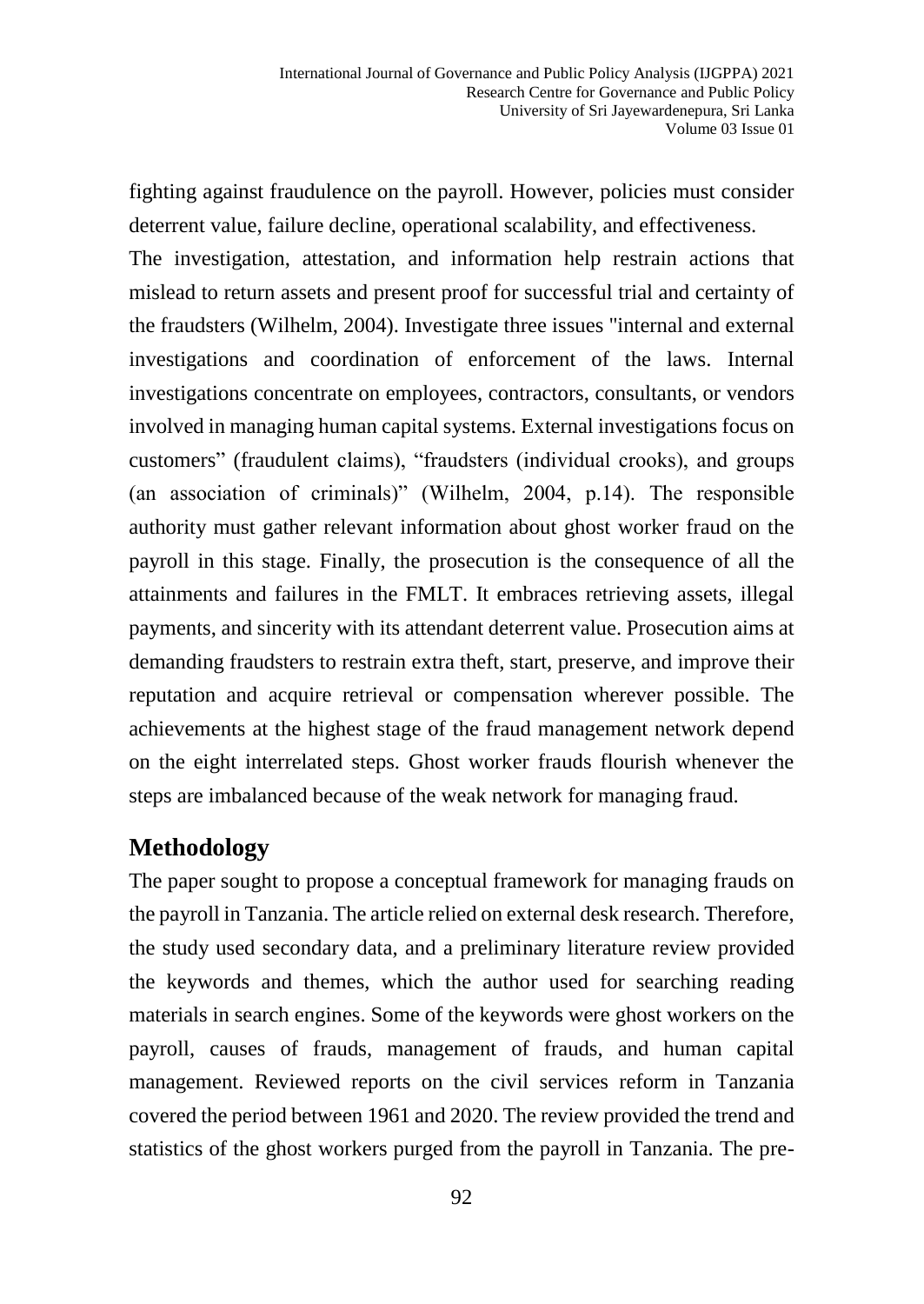fighting against fraudulence on the payroll. However, policies must consider deterrent value, failure decline, operational scalability, and effectiveness.

The investigation, attestation, and information help restrain actions that mislead to return assets and present proof for successful trial and certainty of the fraudsters (Wilhelm, 2004). Investigate three issues "internal and external investigations and coordination of enforcement of the laws. Internal investigations concentrate on employees, contractors, consultants, or vendors involved in managing human capital systems. External investigations focus on customers" (fraudulent claims), "fraudsters (individual crooks), and groups (an association of criminals)" (Wilhelm, 2004, p.14). The responsible authority must gather relevant information about ghost worker fraud on the payroll in this stage. Finally, the prosecution is the consequence of all the attainments and failures in the FMLT. It embraces retrieving assets, illegal payments, and sincerity with its attendant deterrent value. Prosecution aims at demanding fraudsters to restrain extra theft, start, preserve, and improve their reputation and acquire retrieval or compensation wherever possible. The achievements at the highest stage of the fraud management network depend on the eight interrelated steps. Ghost worker frauds flourish whenever the steps are imbalanced because of the weak network for managing fraud.

## Methodology

The paper sought to propose a conceptual framework for managing frauds on the payroll in Tanzania. The article relied on external desk research. Therefore, the study used secondary data, and a preliminary literature review provided the keywords and themes, which the author used for searching reading materials in search engines. Some of the keywords were ghost workers on the payroll, causes of frauds, management of frauds, and human capital management. Reviewed reports on the civil services reform in Tanzania covered the period between 1961 and 2020. The review provided the trend and statistics of the ghost workers purged from the payroll in Tanzania. The pre-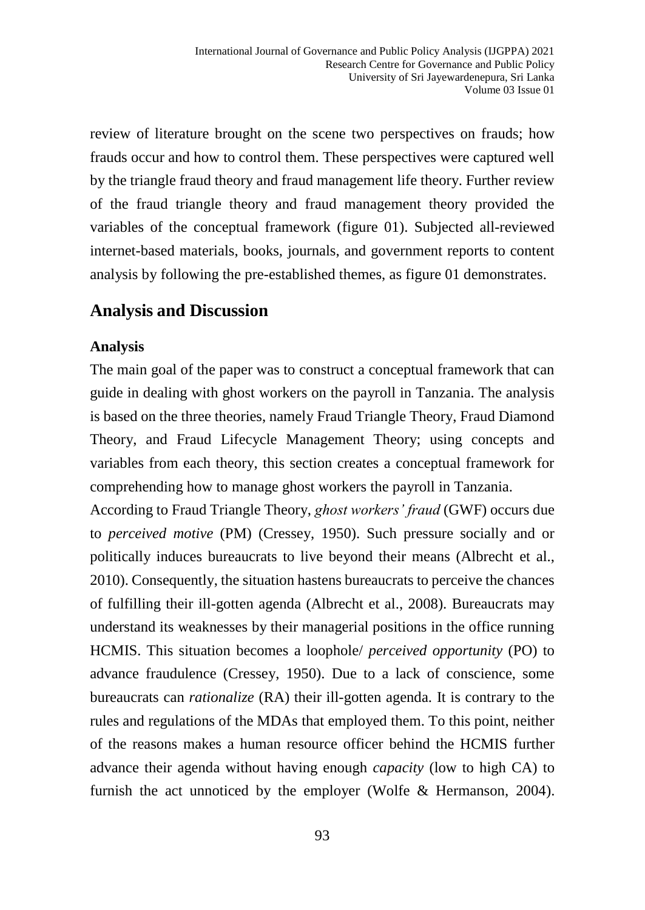review of literature brought on the scene two perspectives on frauds; how frauds occur and how to control them. These perspectives were captured well by the triangle fraud theory and fraud management life theory. Further review of the fraud triangle theory and fraud management theory provided the variables of the conceptual framework (figure 01). Subjected all-reviewed internet-based materials, books, journals, and government reports to content analysis by following the pre-established themes, as figure 01 demonstrates.

## Analysis and Discussion

### Analysis

The main goal of the paper was to construct a conceptual framework that can guide in dealing with ghost workers on the payroll in Tanzania. The analysis is based on the three theories, namely Fraud Triangle Theory, Fraud Diamond Theory, and Fraud Lifecycle Management Theory; using concepts and variables from each theory, this section creates a conceptual framework for comprehending how to manage ghost workers the payroll in Tanzania.

According to Fraud Triangle Theory, *ghost workers' fraud* (GWF) occurs due to *perceived motive* (PM) (Cressey, 1950). Such pressure socially and or politically induces bureaucrats to live beyond their means (Albrecht et al., 2010). Consequently, the situation hastens bureaucrats to perceive the chances of fulfilling their ill-gotten agenda (Albrecht et al., 2008). Bureaucrats may understand its weaknesses by their managerial positions in the office running HCMIS. This situation becomes a loophole/ *perceived opportunity* (PO) to advance fraudulence (Cressey, 1950). Due to a lack of conscience, some bureaucrats can *rationalize* (RA) their ill-gotten agenda. It is contrary to the rules and regulations of the MDAs that employed them. To this point, neither of the reasons makes a human resource officer behind the HCMIS further advance their agenda without having enough *capacity* (low to high CA) to furnish the act unnoticed by the employer (Wolfe & Hermanson, 2004).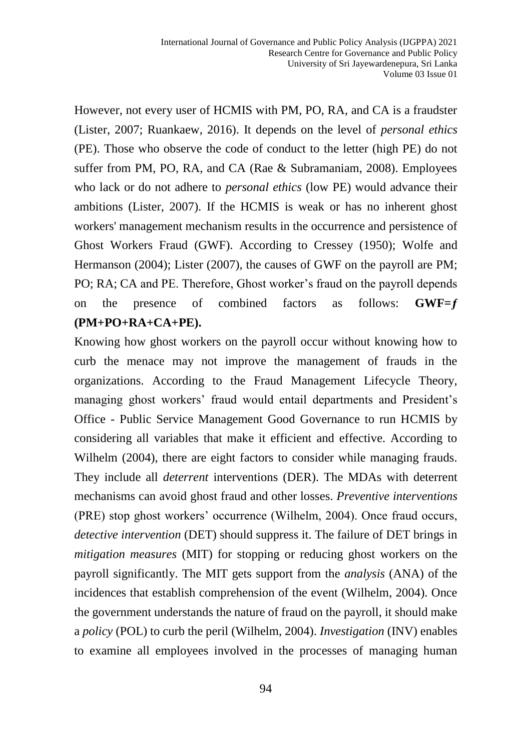However, not every user of HCMIS with PM, PO, RA, and CA is a fraudster (Lister, 2007; Ruankaew, 2016). It depends on the level of *personal ethics* (PE). Those who observe the code of conduct to the letter (high PE) do not suffer from PM, PO, RA, and CA (Rae & Subramaniam, 2008). Employees who lack or do not adhere to *personal ethics* (low PE) would advance their ambitions (Lister, 2007). If the HCMIS is weak or has no inherent ghost workers' management mechanism results in the occurrence and persistence of Ghost Workers Fraud (GWF). According to Cressey (1950); Wolfe and Hermanson (2004); Lister (2007), the causes of GWF on the payroll are PM; PO; RA; CA and PE. Therefore, Ghost worker's fraud on the payroll depends on the presence of combined factors as follows: **GWF=*f* (PM+PO+RA+CA+PE).**

Knowing how ghost workers on the payroll occur without knowing how to curb the menace may not improve the management of frauds in the organizations. According to the Fraud Management Lifecycle Theory, managing ghost workers' fraud would entail departments and President's Office - Public Service Management Good Governance to run HCMIS by considering all variables that make it efficient and effective. According to Wilhelm (2004), there are eight factors to consider while managing frauds. They include all *deterrent* interventions (DER). The MDAs with deterrent mechanisms can avoid ghost fraud and other losses. *Preventive interventions* (PRE) stop ghost workers' occurrence (Wilhelm, 2004). Once fraud occurs, *detective intervention* (DET) should suppress it. The failure of DET brings in *mitigation measures* (MIT) for stopping or reducing ghost workers on the payroll significantly. The MIT gets support from the *analysis* (ANA) of the incidences that establish comprehension of the event (Wilhelm, 2004). Once the government understands the nature of fraud on the payroll, it should make a *policy* (POL) to curb the peril (Wilhelm, 2004). *Investigation* (INV) enables to examine all employees involved in the processes of managing human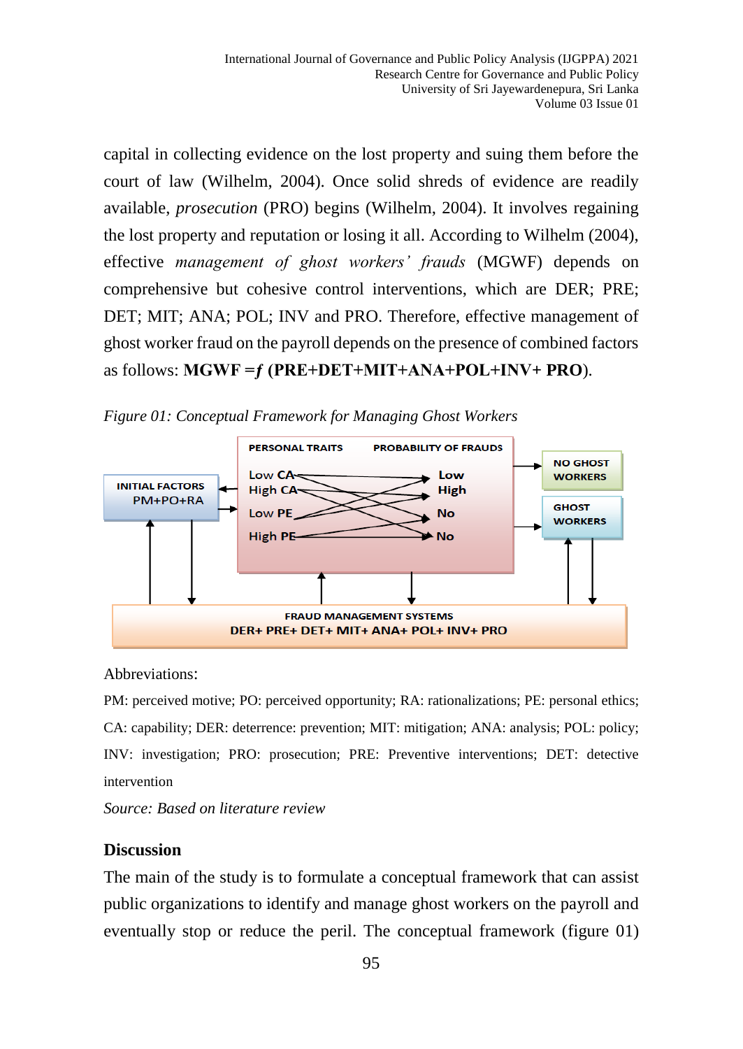capital in collecting evidence on the lost property and suing them before the court of law (Wilhelm, 2004). Once solid shreds of evidence are readily available, *prosecution* (PRO) begins (Wilhelm, 2004). It involves regaining the lost property and reputation or losing it all. According to Wilhelm (2004), effective *management of ghost workers' frauds* (MGWF) depends on comprehensive but cohesive control interventions, which are DER; PRE; DET; MIT; ANA; POL; INV and PRO. Therefore, effective management of ghost worker fraud on the payroll depends on the presence of combined factors as follows: **MGWF =*f* (PRE+DET+MIT+ANA+POL+INV+ PRO)**.

*Figure 01: Conceptual Framework for Managing Ghost Workers*

INITIAL FACTORS
PM+PO+RA

PERSONAL TRAITS — PROBABILITY OF FRAUDS

Low CA — Low
High CA — High
Low PE — No
High PE — No

NO GHOST WORKERS

GHOST WORKERS

FRAUD MANAGEMENT SYSTEMS
DER+ PRE+ DET+ MIT+ ANA+ POL+ INV+ PRO

Abbreviations:

PM: perceived motive; PO: perceived opportunity; RA: rationalizations; PE: personal ethics; CA: capability; DER: deterrence: prevention; MIT: mitigation; ANA: analysis; POL: policy; INV: investigation; PRO: prosecution; PRE: Preventive interventions; DET: detective intervention

*Source: Based on literature review*

## Discussion

The main of the study is to formulate a conceptual framework that can assist public organizations to identify and manage ghost workers on the payroll and eventually stop or reduce the peril. The conceptual framework (figure 01)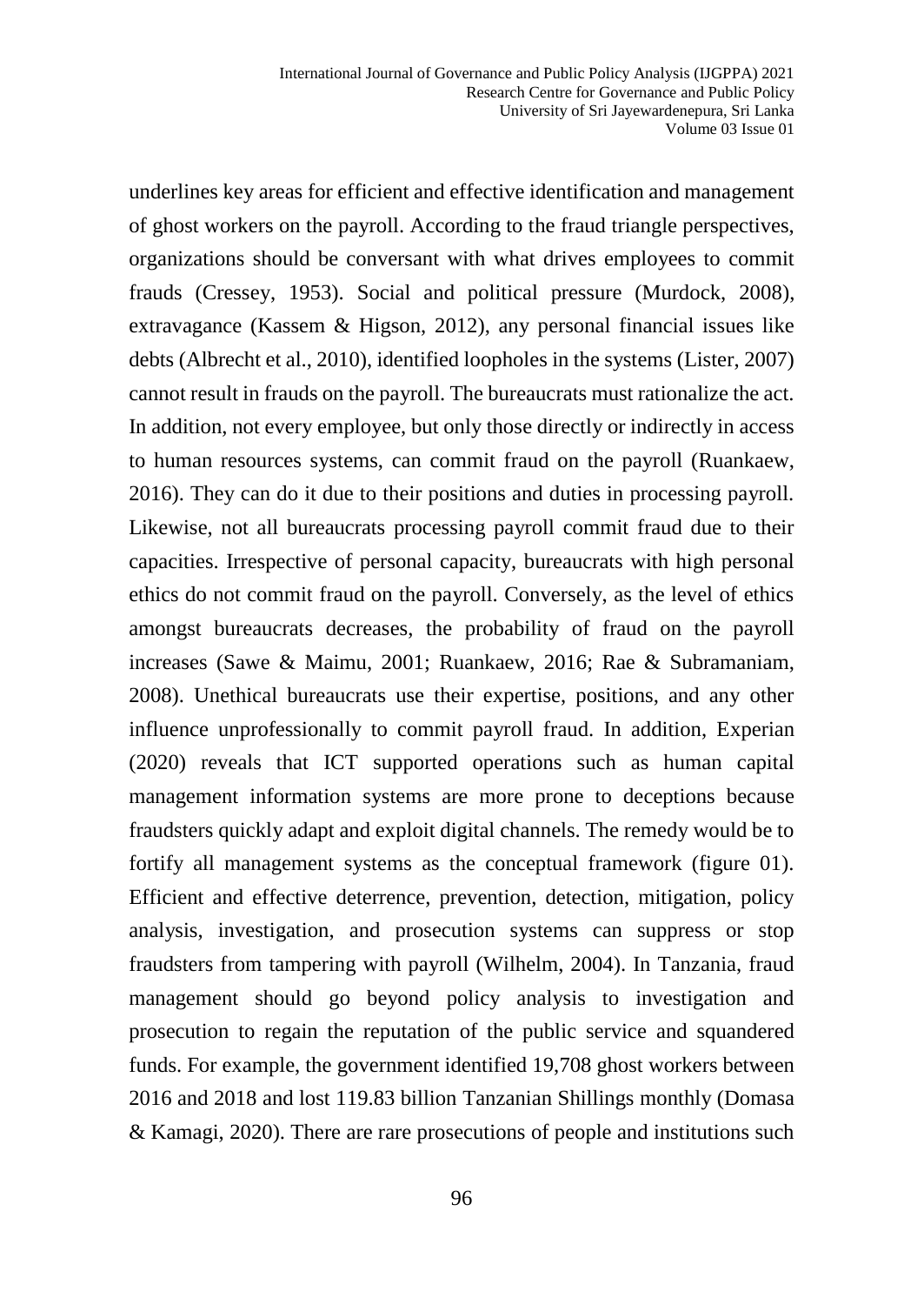underlines key areas for efficient and effective identification and management of ghost workers on the payroll. According to the fraud triangle perspectives, organizations should be conversant with what drives employees to commit frauds (Cressey, 1953). Social and political pressure (Murdock, 2008), extravagance (Kassem & Higson, 2012), any personal financial issues like debts (Albrecht et al., 2010), identified loopholes in the systems (Lister, 2007) cannot result in frauds on the payroll. The bureaucrats must rationalize the act. In addition, not every employee, but only those directly or indirectly in access to human resources systems, can commit fraud on the payroll (Ruankaew, 2016). They can do it due to their positions and duties in processing payroll. Likewise, not all bureaucrats processing payroll commit fraud due to their capacities. Irrespective of personal capacity, bureaucrats with high personal ethics do not commit fraud on the payroll. Conversely, as the level of ethics amongst bureaucrats decreases, the probability of fraud on the payroll increases (Sawe & Maimu, 2001; Ruankaew, 2016; Rae & Subramaniam, 2008). Unethical bureaucrats use their expertise, positions, and any other influence unprofessionally to commit payroll fraud. In addition, Experian (2020) reveals that ICT supported operations such as human capital management information systems are more prone to deceptions because fraudsters quickly adapt and exploit digital channels. The remedy would be to fortify all management systems as the conceptual framework (figure 01). Efficient and effective deterrence, prevention, detection, mitigation, policy analysis, investigation, and prosecution systems can suppress or stop fraudsters from tampering with payroll (Wilhelm, 2004). In Tanzania, fraud management should go beyond policy analysis to investigation and prosecution to regain the reputation of the public service and squandered funds. For example, the government identified 19,708 ghost workers between 2016 and 2018 and lost 119.83 billion Tanzanian Shillings monthly (Domasa & Kamagi, 2020). There are rare prosecutions of people and institutions such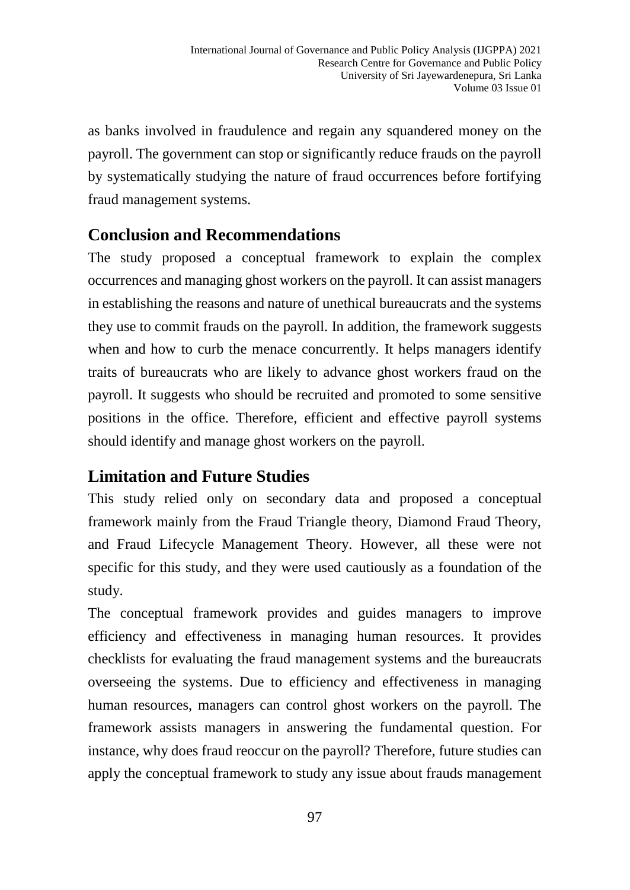as banks involved in fraudulence and regain any squandered money on the payroll. The government can stop or significantly reduce frauds on the payroll by systematically studying the nature of fraud occurrences before fortifying fraud management systems.

## Conclusion and Recommendations

The study proposed a conceptual framework to explain the complex occurrences and managing ghost workers on the payroll. It can assist managers in establishing the reasons and nature of unethical bureaucrats and the systems they use to commit frauds on the payroll. In addition, the framework suggests when and how to curb the menace concurrently. It helps managers identify traits of bureaucrats who are likely to advance ghost workers fraud on the payroll. It suggests who should be recruited and promoted to some sensitive positions in the office. Therefore, efficient and effective payroll systems should identify and manage ghost workers on the payroll.

## Limitation and Future Studies

This study relied only on secondary data and proposed a conceptual framework mainly from the Fraud Triangle theory, Diamond Fraud Theory, and Fraud Lifecycle Management Theory. However, all these were not specific for this study, and they were used cautiously as a foundation of the study.

The conceptual framework provides and guides managers to improve efficiency and effectiveness in managing human resources. It provides checklists for evaluating the fraud management systems and the bureaucrats overseeing the systems. Due to efficiency and effectiveness in managing human resources, managers can control ghost workers on the payroll. The framework assists managers in answering the fundamental question. For instance, why does fraud reoccur on the payroll? Therefore, future studies can apply the conceptual framework to study any issue about frauds management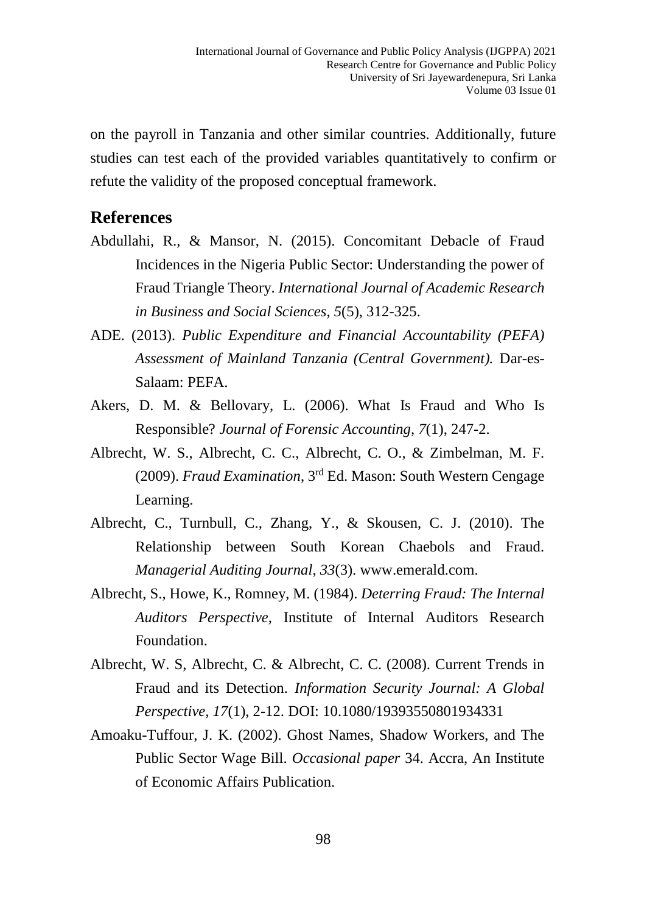on the payroll in Tanzania and other similar countries. Additionally, future studies can test each of the provided variables quantitatively to confirm or refute the validity of the proposed conceptual framework.

## References

Abdullahi, R., & Mansor, N. (2015). Concomitant Debacle of Fraud Incidences in the Nigeria Public Sector: Understanding the power of Fraud Triangle Theory. *International Journal of Academic Research in Business and Social Sciences*, *5*(5), 312-325.

ADE. (2013). *Public Expenditure and Financial Accountability (PEFA) Assessment of Mainland Tanzania (Central Government).* Dar-es-Salaam: PEFA.

Akers, D. M. & Bellovary, L. (2006). What Is Fraud and Who Is Responsible? *Journal of Forensic Accounting*, *7*(1), 247-2.

Albrecht, W. S., Albrecht, C. C., Albrecht, C. O., & Zimbelman, M. F. (2009). *Fraud Examination*, 3rd Ed. Mason: South Western Cengage Learning.

Albrecht, C., Turnbull, C., Zhang, Y., & Skousen, C. J. (2010). The Relationship between South Korean Chaebols and Fraud. *Managerial Auditing Journal*, *33*(3). www.emerald.com.

Albrecht, S., Howe, K., Romney, M. (1984). *Deterring Fraud: The Internal Auditors Perspective,* Institute of Internal Auditors Research Foundation.

Albrecht, W. S, Albrecht, C. & Albrecht, C. C. (2008). Current Trends in Fraud and its Detection. *Information Security Journal: A Global Perspective*, *17*(1), 2-12. DOI: 10.1080/19393550801934331

Amoaku-Tuffour, J. K. (2002). Ghost Names, Shadow Workers, and The Public Sector Wage Bill. *Occasional paper* 34. Accra, An Institute of Economic Affairs Publication.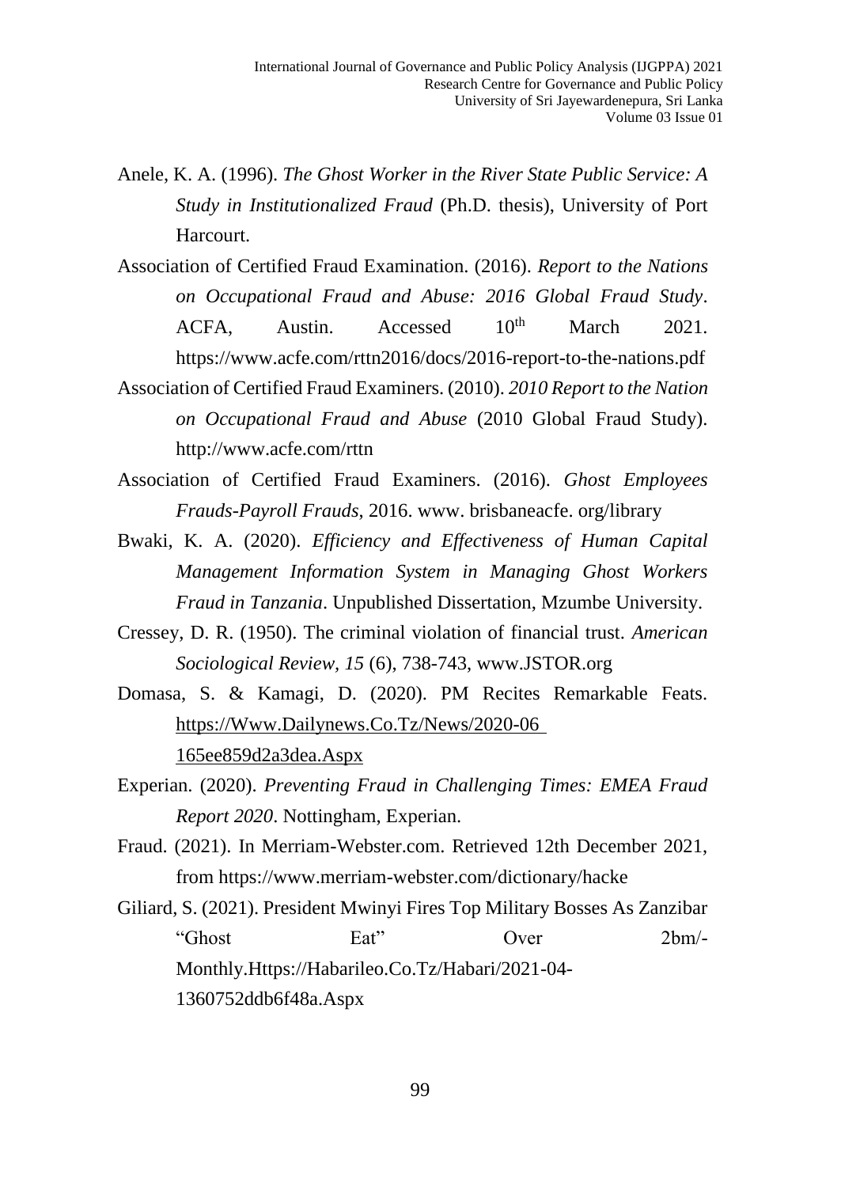Anele, K. A. (1996). *The Ghost Worker in the River State Public Service: A Study in Institutionalized Fraud* (Ph.D. thesis), University of Port Harcourt.

Association of Certified Fraud Examination. (2016). *Report to the Nations on Occupational Fraud and Abuse: 2016 Global Fraud Study*. ACFA, Austin. Accessed 10th March 2021. https://www.acfe.com/rttn2016/docs/2016-report-to-the-nations.pdf

Association of Certified Fraud Examiners. (2010). *2010 Report to the Nation on Occupational Fraud and Abuse* (2010 Global Fraud Study). http://www.acfe.com/rttn

Association of Certified Fraud Examiners. (2016). *Ghost Employees Frauds-Payroll Frauds*, 2016. www. brisbaneacfe. org/library

Bwaki, K. A. (2020). *Efficiency and Effectiveness of Human Capital Management Information System in Managing Ghost Workers Fraud in Tanzania*. Unpublished Dissertation, Mzumbe University.

Cressey, D. R. (1950). The criminal violation of financial trust. *American Sociological Review, 15* (6), 738-743, www.JSTOR.org

Domasa, S. & Kamagi, D. (2020). PM Recites Remarkable Feats. https://Www.Dailynews.Co.Tz/News/2020-06 165ee859d2a3dea.Aspx

Experian. (2020). *Preventing Fraud in Challenging Times: EMEA Fraud Report 2020*. Nottingham, Experian.

Fraud. (2021). In Merriam-Webster.com. Retrieved 12th December 2021, from https://www.merriam-webster.com/dictionary/hacke

Giliard, S. (2021). President Mwinyi Fires Top Military Bosses As Zanzibar "Ghost Eat" Over 2bm/- Monthly.Https://Habarileo.Co.Tz/Habari/2021-04-1360752ddb6f48a.Aspx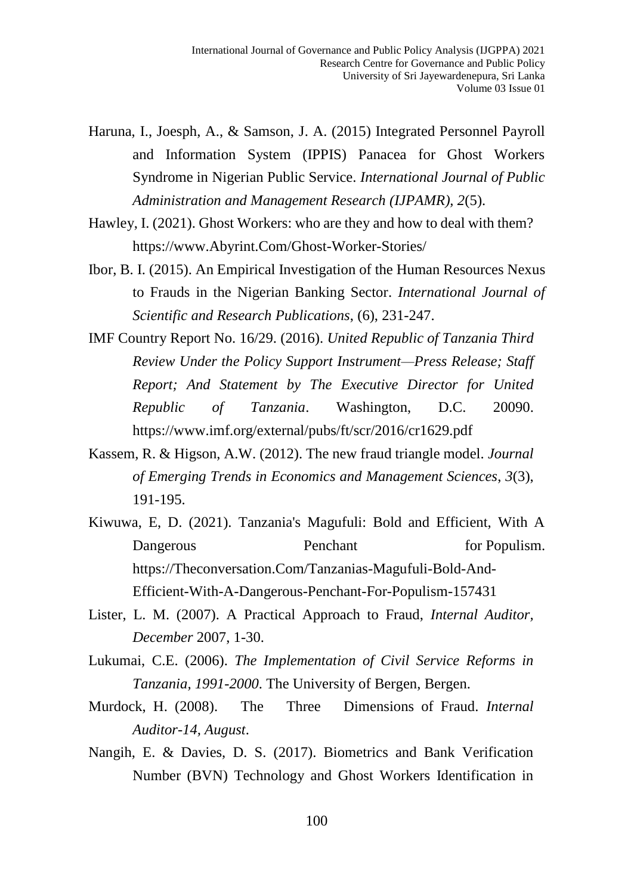Haruna, I., Joesph, A., & Samson, J. A. (2015) Integrated Personnel Payroll and Information System (IPPIS) Panacea for Ghost Workers Syndrome in Nigerian Public Service. *International Journal of Public Administration and Management Research (IJPAMR), 2*(5).

Hawley, I. (2021). Ghost Workers: who are they and how to deal with them? https://www.Abyrint.Com/Ghost-Worker-Stories/

Ibor, B. I. (2015). An Empirical Investigation of the Human Resources Nexus to Frauds in the Nigerian Banking Sector. *International Journal of Scientific and Research Publications*, (6), 231-247.

IMF Country Report No. 16/29. (2016). *United Republic of Tanzania Third Review Under the Policy Support Instrument—Press Release; Staff Report; And Statement by The Executive Director for United Republic of Tanzania*. Washington, D.C. 20090. https://www.imf.org/external/pubs/ft/scr/2016/cr1629.pdf

Kassem, R. & Higson, A.W. (2012). The new fraud triangle model. *Journal of Emerging Trends in Economics and Management Sciences*, *3*(3), 191-195.

Kiwuwa, E, D. (2021). Tanzania's Magufuli: Bold and Efficient, With A Dangerous Penchant for Populism. https://Theconversation.Com/Tanzanias-Magufuli-Bold-And-Efficient-With-A-Dangerous-Penchant-For-Populism-157431

Lister, L. M. (2007). A Practical Approach to Fraud, *Internal Auditor, December* 2007, 1-30.

Lukumai, C.E. (2006). *The Implementation of Civil Service Reforms in Tanzania, 1991-2000*. The University of Bergen, Bergen.

Murdock, H. (2008). The Three Dimensions of Fraud. *Internal Auditor-14, August*.

Nangih, E. & Davies, D. S. (2017). Biometrics and Bank Verification Number (BVN) Technology and Ghost Workers Identification in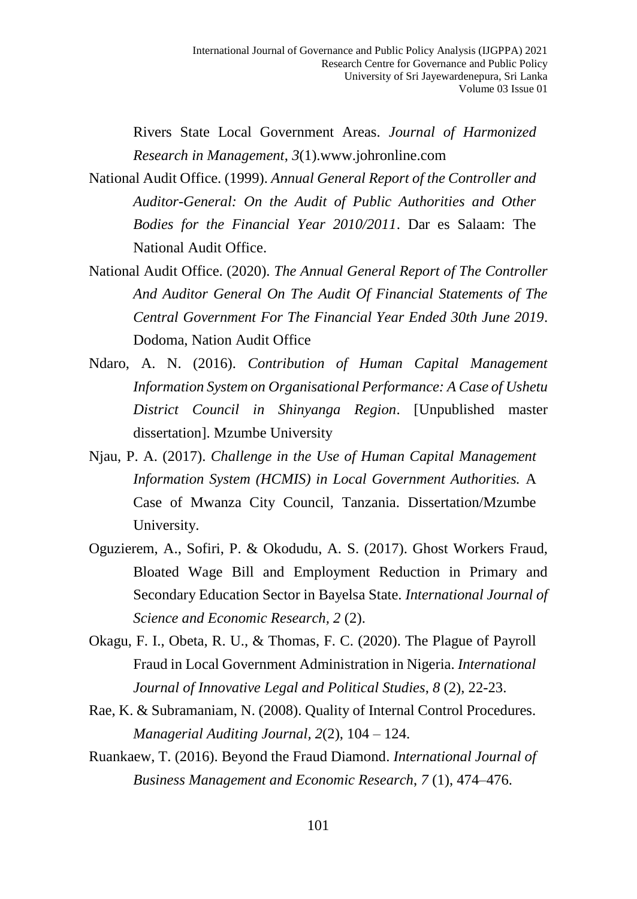Rivers State Local Government Areas. *Journal of Harmonized Research in Management*, *3*(1).www.johronline.com

National Audit Office. (1999). *Annual General Report of the Controller and Auditor-General: On the Audit of Public Authorities and Other Bodies for the Financial Year 2010/2011*. Dar es Salaam: The National Audit Office.

National Audit Office. (2020). *The Annual General Report of The Controller And Auditor General On The Audit Of Financial Statements of The Central Government For The Financial Year Ended 30th June 2019*. Dodoma, Nation Audit Office

Ndaro, A. N. (2016). *Contribution of Human Capital Management Information System on Organisational Performance: A Case of Ushetu District Council in Shinyanga Region*. [Unpublished master dissertation]. Mzumbe University

Njau, P. A. (2017). *Challenge in the Use of Human Capital Management Information System (HCMIS) in Local Government Authorities.* A Case of Mwanza City Council, Tanzania. Dissertation/Mzumbe University.

Oguzierem, A., Sofiri, P. & Okodudu, A. S. (2017). Ghost Workers Fraud, Bloated Wage Bill and Employment Reduction in Primary and Secondary Education Sector in Bayelsa State. *International Journal of Science and Economic Research*, *2* (2).

Okagu, F. I., Obeta, R. U., & Thomas, F. C. (2020). The Plague of Payroll Fraud in Local Government Administration in Nigeria. *International Journal of Innovative Legal and Political Studies*, *8* (2), 22-23.

Rae, K. & Subramaniam, N. (2008). Quality of Internal Control Procedures. *Managerial Auditing Journal*, *2*(2), 104 – 124.

Ruankaew, T. (2016). Beyond the Fraud Diamond. *International Journal of Business Management and Economic Research*, *7* (1), 474–476.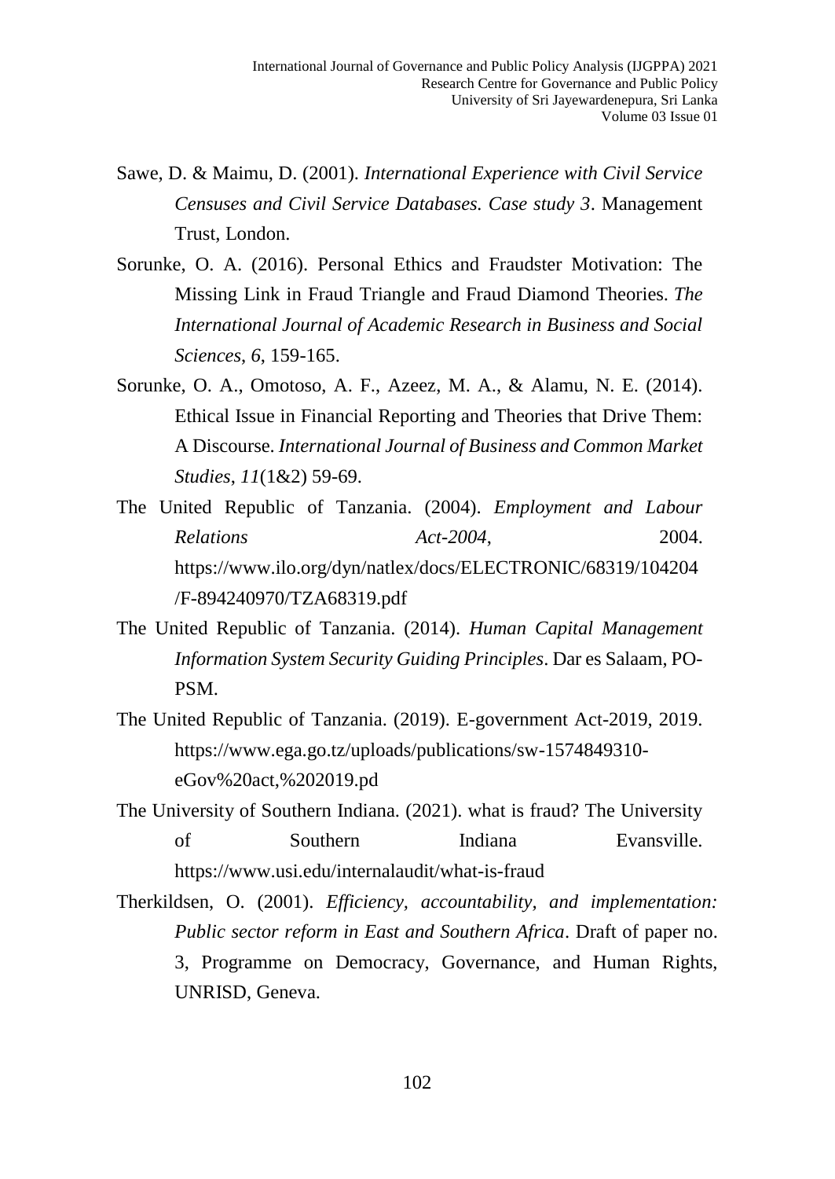Sawe, D. & Maimu, D. (2001). *International Experience with Civil Service Censuses and Civil Service Databases. Case study 3*. Management Trust, London.

Sorunke, O. A. (2016). Personal Ethics and Fraudster Motivation: The Missing Link in Fraud Triangle and Fraud Diamond Theories. *The International Journal of Academic Research in Business and Social Sciences*, *6*, 159-165.

Sorunke, O. A., Omotoso, A. F., Azeez, M. A., & Alamu, N. E. (2014). Ethical Issue in Financial Reporting and Theories that Drive Them: A Discourse. *International Journal of Business and Common Market Studies*, *11*(1&2) 59-69.

The United Republic of Tanzania. (2004). *Employment and Labour Relations Act-2004*, 2004. https://www.ilo.org/dyn/natlex/docs/ELECTRONIC/68319/104204/F-894240970/TZA68319.pdf

The United Republic of Tanzania. (2014). *Human Capital Management Information System Security Guiding Principles*. Dar es Salaam, PO-PSM.

The United Republic of Tanzania. (2019). E-government Act-2019, 2019. https://www.ega.go.tz/uploads/publications/sw-1574849310-eGov%20act,%202019.pd

The University of Southern Indiana. (2021). what is fraud? The University of Southern Indiana Evansville. https://www.usi.edu/internalaudit/what-is-fraud

Therkildsen, O. (2001). *Efficiency, accountability, and implementation: Public sector reform in East and Southern Africa*. Draft of paper no. 3, Programme on Democracy, Governance, and Human Rights, UNRISD, Geneva.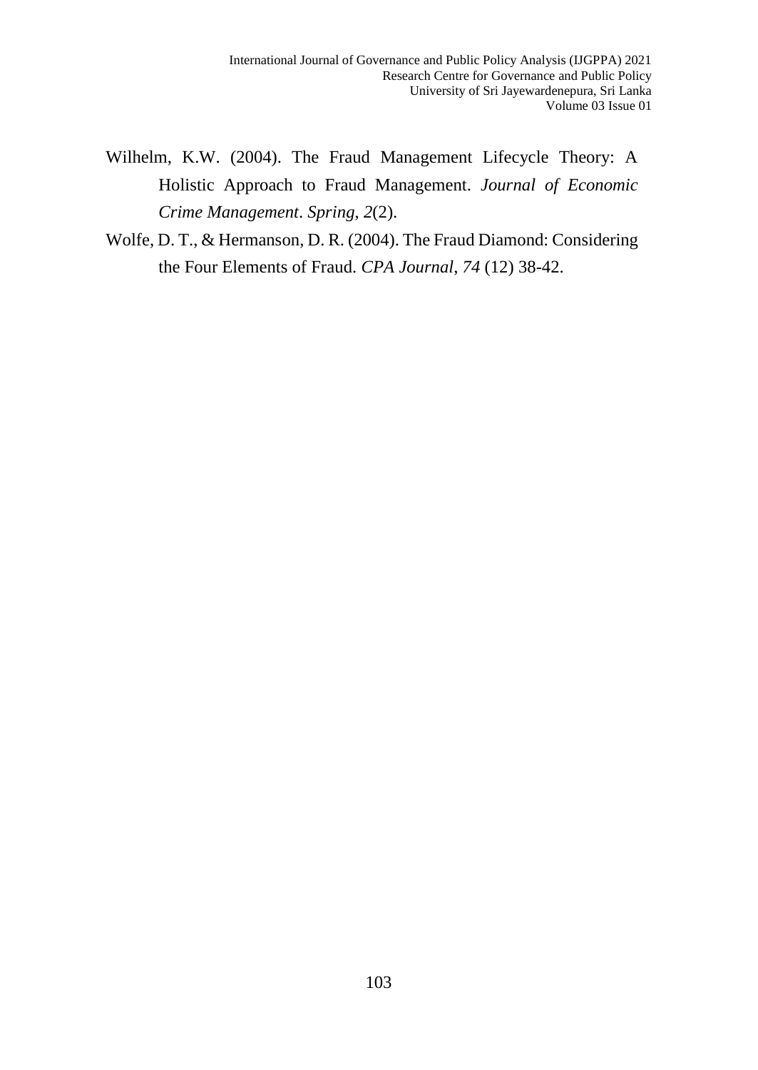Wilhelm, K.W. (2004). The Fraud Management Lifecycle Theory: A Holistic Approach to Fraud Management. *Journal of Economic Crime Management*. *Spring*, *2*(2).

Wolfe, D. T., & Hermanson, D. R. (2004). The Fraud Diamond: Considering the Four Elements of Fraud. *CPA Journal*, *74* (12) 38-42.